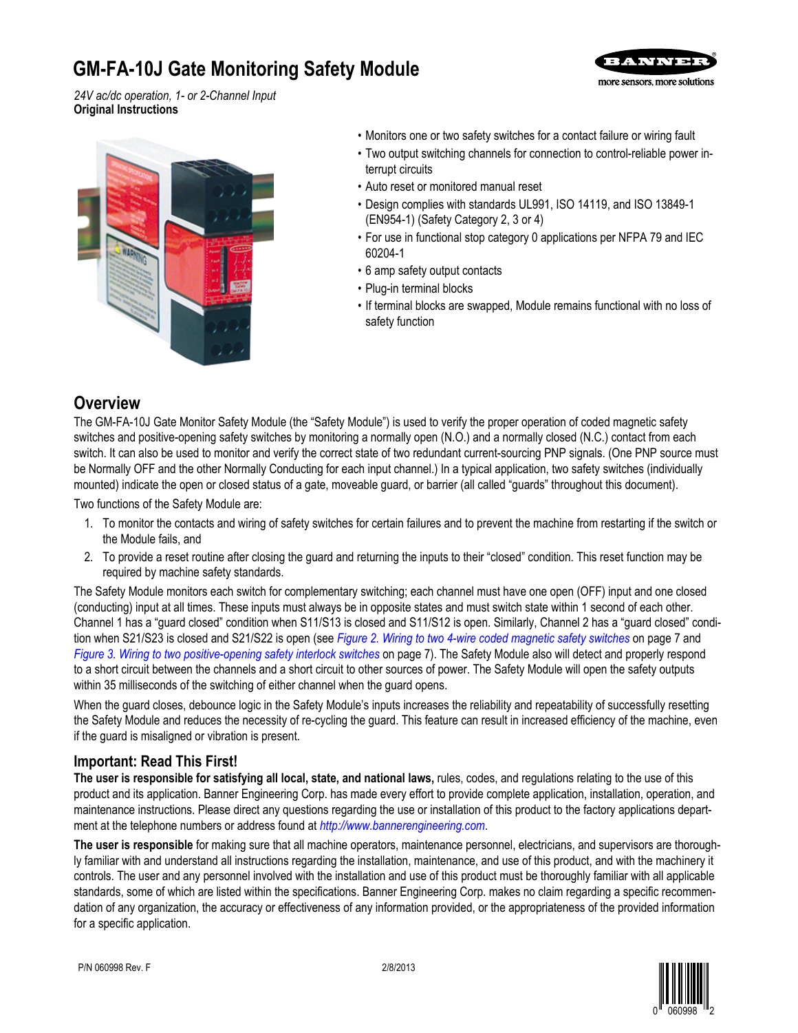# GM-FA-10J Gate Monitoring Safety Module

*24V ac/dc operation, 1- or 2-Channel Input*
**Original Instructions**

- Monitors one or two safety switches for a contact failure or wiring fault
- Two output switching channels for connection to control-reliable power interrupt circuits
- Auto reset or monitored manual reset
- Design complies with standards UL991, ISO 14119, and ISO 13849-1 (EN954-1) (Safety Category 2, 3 or 4)
- For use in functional stop category 0 applications per NFPA 79 and IEC 60204-1
- 6 amp safety output contacts
- Plug-in terminal blocks
- If terminal blocks are swapped, Module remains functional with no loss of safety function

## Overview

The GM-FA-10J Gate Monitor Safety Module (the "Safety Module") is used to verify the proper operation of coded magnetic safety switches and positive-opening safety switches by monitoring a normally open (N.O.) and a normally closed (N.C.) contact from each switch. It can also be used to monitor and verify the correct state of two redundant current-sourcing PNP signals. (One PNP source must be Normally OFF and the other Normally Conducting for each input channel.) In a typical application, two safety switches (individually mounted) indicate the open or closed status of a gate, moveable guard, or barrier (all called "guards" throughout this document).

Two functions of the Safety Module are:

1. To monitor the contacts and wiring of safety switches for certain failures and to prevent the machine from restarting if the switch or the Module fails, and
2. To provide a reset routine after closing the guard and returning the inputs to their "closed" condition. This reset function may be required by machine safety standards.

The Safety Module monitors each switch for complementary switching; each channel must have one open (OFF) input and one closed (conducting) input at all times. These inputs must always be in opposite states and must switch state within 1 second of each other. Channel 1 has a "guard closed" condition when S11/S13 is closed and S11/S12 is open. Similarly, Channel 2 has a "guard closed" condition when S21/S23 is closed and S21/S22 is open (see *Figure 2. Wiring to two 4-wire coded magnetic safety switches* on page 7 and *Figure 3. Wiring to two positive-opening safety interlock switches* on page 7). The Safety Module also will detect and properly respond to a short circuit between the channels and a short circuit to other sources of power. The Safety Module will open the safety outputs within 35 milliseconds of the switching of either channel when the guard opens.

When the guard closes, debounce logic in the Safety Module's inputs increases the reliability and repeatability of successfully resetting the Safety Module and reduces the necessity of re-cycling the guard. This feature can result in increased efficiency of the machine, even if the guard is misaligned or vibration is present.

### Important: Read This First!

**The user is responsible for satisfying all local, state, and national laws,** rules, codes, and regulations relating to the use of this product and its application. Banner Engineering Corp. has made every effort to provide complete application, installation, operation, and maintenance instructions. Please direct any questions regarding the use or installation of this product to the factory applications department at the telephone numbers or address found at *http://www.bannerengineering.com*.

**The user is responsible** for making sure that all machine operators, maintenance personnel, electricians, and supervisors are thoroughly familiar with and understand all instructions regarding the installation, maintenance, and use of this product, and with the machinery it controls. The user and any personnel involved with the installation and use of this product must be thoroughly familiar with all applicable standards, some of which are listed within the specifications. Banner Engineering Corp. makes no claim regarding a specific recommendation of any organization, the accuracy or effectiveness of any information provided, or the appropriateness of the provided information for a specific application.

P/N 060998 Rev. F 2/8/2013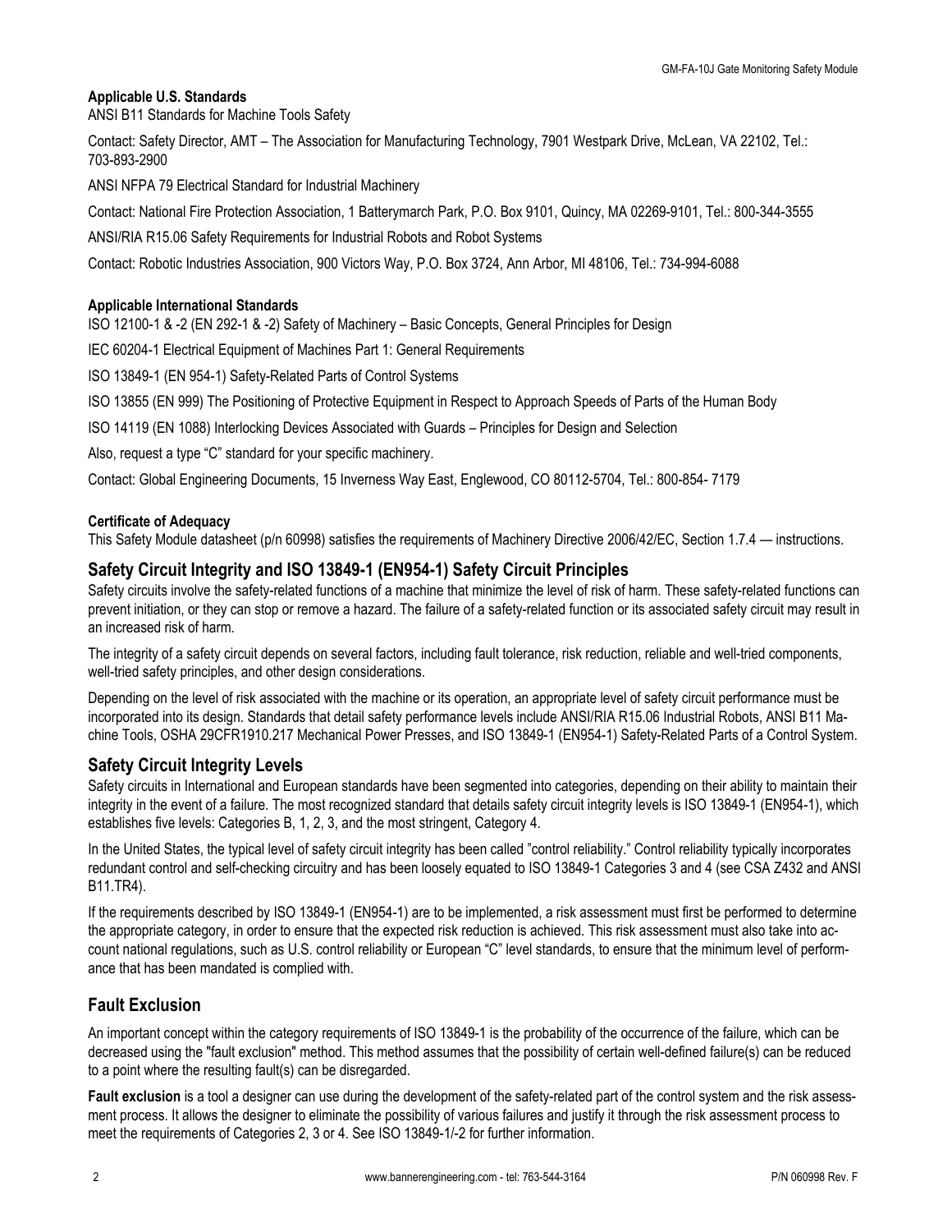### Applicable U.S. Standards

ANSI B11 Standards for Machine Tools Safety

Contact: Safety Director, AMT – The Association for Manufacturing Technology, 7901 Westpark Drive, McLean, VA 22102, Tel.: 703-893-2900

ANSI NFPA 79 Electrical Standard for Industrial Machinery

Contact: National Fire Protection Association, 1 Batterymarch Park, P.O. Box 9101, Quincy, MA 02269-9101, Tel.: 800-344-3555

ANSI/RIA R15.06 Safety Requirements for Industrial Robots and Robot Systems

Contact: Robotic Industries Association, 900 Victors Way, P.O. Box 3724, Ann Arbor, MI 48106, Tel.: 734-994-6088

### Applicable International Standards

ISO 12100-1 & -2 (EN 292-1 & -2) Safety of Machinery – Basic Concepts, General Principles for Design

IEC 60204-1 Electrical Equipment of Machines Part 1: General Requirements

ISO 13849-1 (EN 954-1) Safety-Related Parts of Control Systems

ISO 13855 (EN 999) The Positioning of Protective Equipment in Respect to Approach Speeds of Parts of the Human Body

ISO 14119 (EN 1088) Interlocking Devices Associated with Guards – Principles for Design and Selection

Also, request a type "C" standard for your specific machinery.

Contact: Global Engineering Documents, 15 Inverness Way East, Englewood, CO 80112-5704, Tel.: 800-854- 7179

### Certificate of Adequacy

This Safety Module datasheet (p/n 60998) satisfies the requirements of Machinery Directive 2006/42/EC, Section 1.7.4 — instructions.

## Safety Circuit Integrity and ISO 13849-1 (EN954-1) Safety Circuit Principles

Safety circuits involve the safety-related functions of a machine that minimize the level of risk of harm. These safety-related functions can prevent initiation, or they can stop or remove a hazard. The failure of a safety-related function or its associated safety circuit may result in an increased risk of harm.

The integrity of a safety circuit depends on several factors, including fault tolerance, risk reduction, reliable and well-tried components, well-tried safety principles, and other design considerations.

Depending on the level of risk associated with the machine or its operation, an appropriate level of safety circuit performance must be incorporated into its design. Standards that detail safety performance levels include ANSI/RIA R15.06 Industrial Robots, ANSI B11 Machine Tools, OSHA 29CFR1910.217 Mechanical Power Presses, and ISO 13849-1 (EN954-1) Safety-Related Parts of a Control System.

## Safety Circuit Integrity Levels

Safety circuits in International and European standards have been segmented into categories, depending on their ability to maintain their integrity in the event of a failure. The most recognized standard that details safety circuit integrity levels is ISO 13849-1 (EN954-1), which establishes five levels: Categories B, 1, 2, 3, and the most stringent, Category 4.

In the United States, the typical level of safety circuit integrity has been called "control reliability." Control reliability typically incorporates redundant control and self-checking circuitry and has been loosely equated to ISO 13849-1 Categories 3 and 4 (see CSA Z432 and ANSI B11.TR4).

If the requirements described by ISO 13849-1 (EN954-1) are to be implemented, a risk assessment must first be performed to determine the appropriate category, in order to ensure that the expected risk reduction is achieved. This risk assessment must also take into account national regulations, such as U.S. control reliability or European "C" level standards, to ensure that the minimum level of performance that has been mandated is complied with.

## Fault Exclusion

An important concept within the category requirements of ISO 13849-1 is the probability of the occurrence of the failure, which can be decreased using the "fault exclusion" method. This method assumes that the possibility of certain well-defined failure(s) can be reduced to a point where the resulting fault(s) can be disregarded.

**Fault exclusion** is a tool a designer can use during the development of the safety-related part of the control system and the risk assessment process. It allows the designer to eliminate the possibility of various failures and justify it through the risk assessment process to meet the requirements of Categories 2, 3 or 4. See ISO 13849-1/-2 for further information.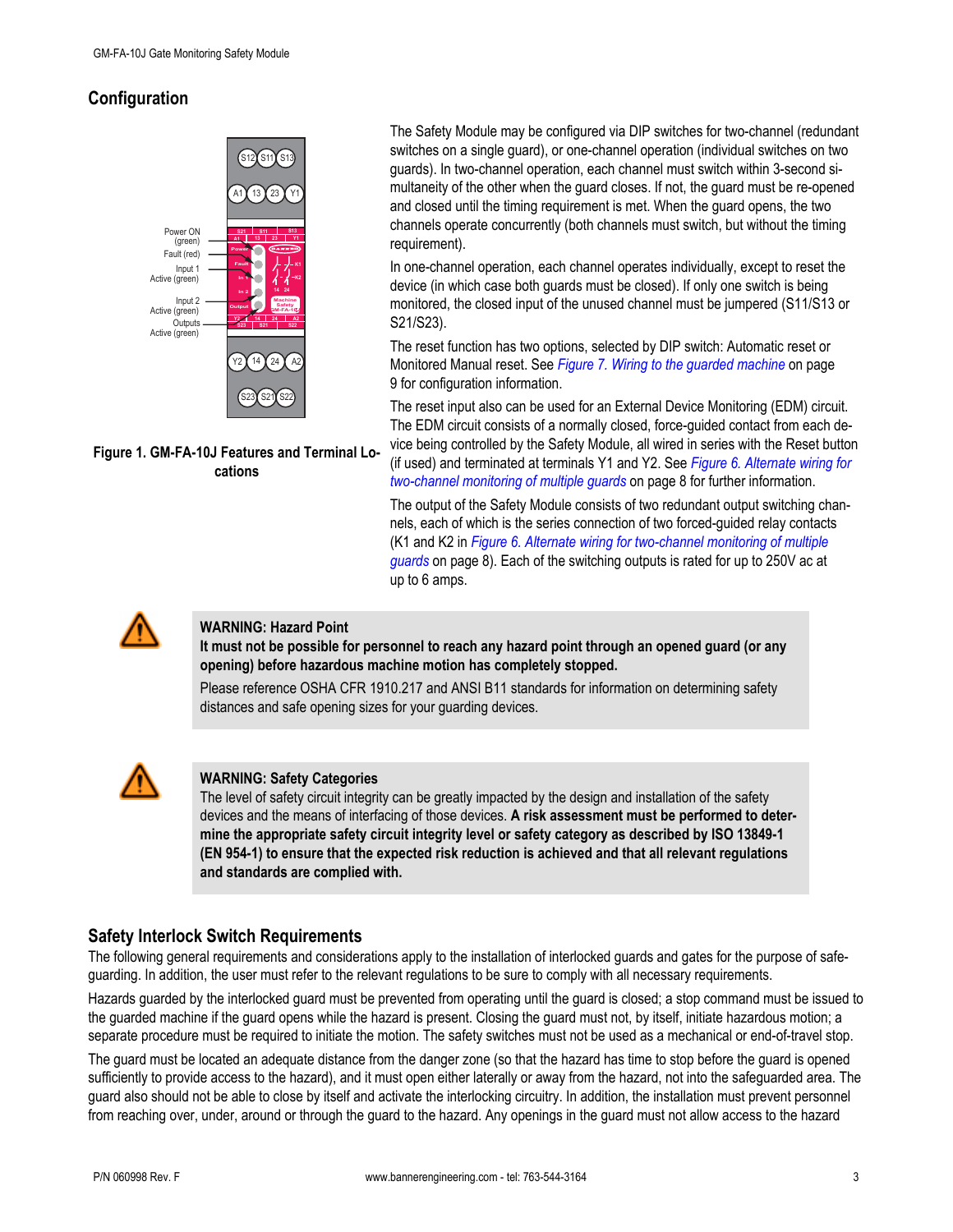## Configuration

The Safety Module may be configured via DIP switches for two-channel (redundant switches on a single guard), or one-channel operation (individual switches on two guards). In two-channel operation, each channel must switch within 3-second simultaneity of the other when the guard closes. If not, the guard must be re-opened and closed until the timing requirement is met. When the guard opens, the two channels operate concurrently (both channels must switch, but without the timing requirement).

In one-channel operation, each channel operates individually, except to reset the device (in which case both guards must be closed). If only one switch is being monitored, the closed input of the unused channel must be jumpered (S11/S13 or S21/S23).

The reset function has two options, selected by DIP switch: Automatic reset or Monitored Manual reset. See *Figure 7. Wiring to the guarded machine* on page 9 for configuration information.

The reset input also can be used for an External Device Monitoring (EDM) circuit. The EDM circuit consists of a normally closed, force-guided contact from each device being controlled by the Safety Module, all wired in series with the Reset button (if used) and terminated at terminals Y1 and Y2. See *Figure 6. Alternate wiring for two-channel monitoring of multiple guards* on page 8 for further information.

The output of the Safety Module consists of two redundant output switching channels, each of which is the series connection of two forced-guided relay contacts (K1 and K2 in *Figure 6. Alternate wiring for two-channel monitoring of multiple guards* on page 8). Each of the switching outputs is rated for up to 250V ac at up to 6 amps.

**Figure 1. GM-FA-10J Features and Terminal Locations**

> **WARNING: Hazard Point**
> **It must not be possible for personnel to reach any hazard point through an opened guard (or any opening) before hazardous machine motion has completely stopped.**
> Please reference OSHA CFR 1910.217 and ANSI B11 standards for information on determining safety distances and safe opening sizes for your guarding devices.

> **WARNING: Safety Categories**
> The level of safety circuit integrity can be greatly impacted by the design and installation of the safety devices and the means of interfacing of those devices. **A risk assessment must be performed to determine the appropriate safety circuit integrity level or safety category as described by ISO 13849-1 (EN 954-1) to ensure that the expected risk reduction is achieved and that all relevant regulations and standards are complied with.**

## Safety Interlock Switch Requirements

The following general requirements and considerations apply to the installation of interlocked guards and gates for the purpose of safeguarding. In addition, the user must refer to the relevant regulations to be sure to comply with all necessary requirements.

Hazards guarded by the interlocked guard must be prevented from operating until the guard is closed; a stop command must be issued to the guarded machine if the guard opens while the hazard is present. Closing the guard must not, by itself, initiate hazardous motion; a separate procedure must be required to initiate the motion. The safety switches must not be used as a mechanical or end-of-travel stop.

The guard must be located an adequate distance from the danger zone (so that the hazard has time to stop before the guard is opened sufficiently to provide access to the hazard), and it must open either laterally or away from the hazard, not into the safeguarded area. The guard also should not be able to close by itself and activate the interlocking circuitry. In addition, the installation must prevent personnel from reaching over, under, around or through the guard to the hazard. Any openings in the guard must not allow access to the hazard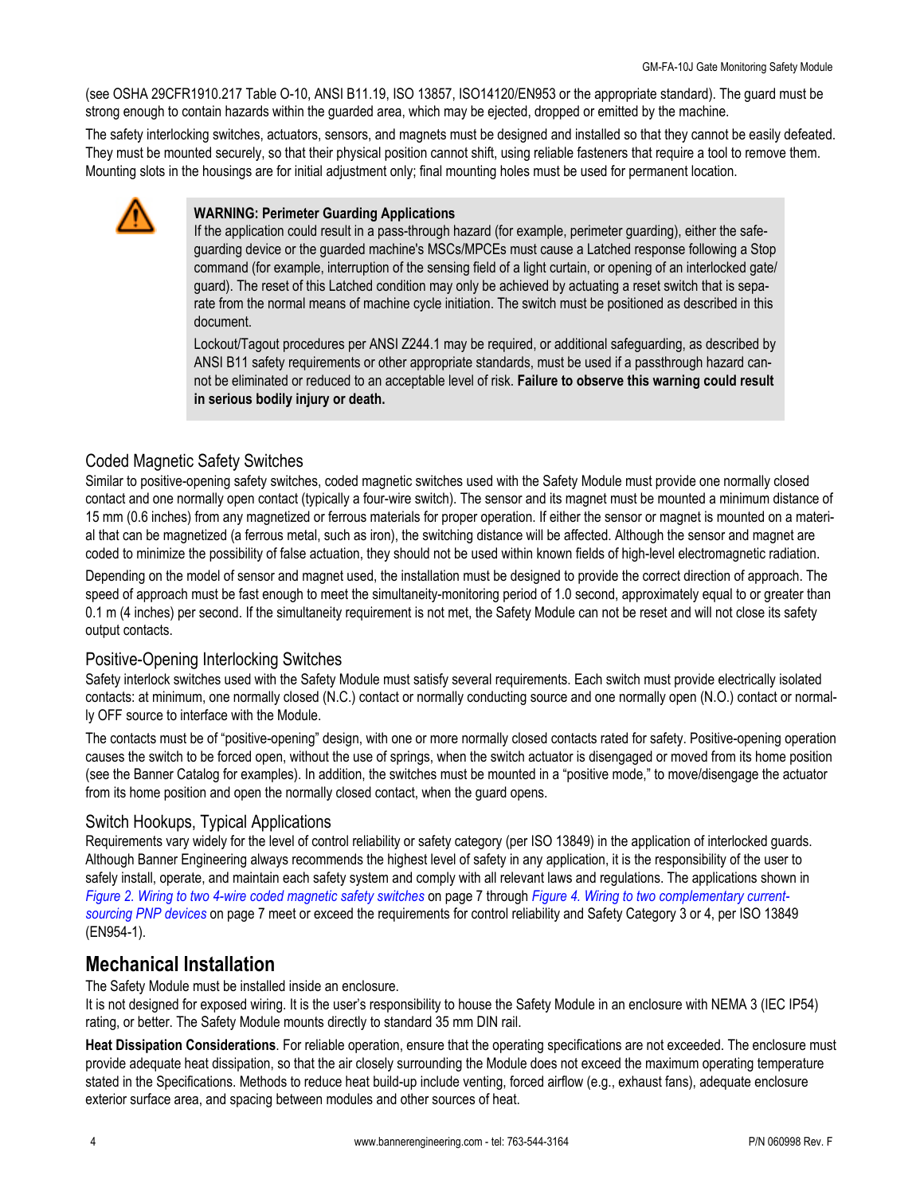(see OSHA 29CFR1910.217 Table O-10, ANSI B11.19, ISO 13857, ISO14120/EN953 or the appropriate standard). The guard must be strong enough to contain hazards within the guarded area, which may be ejected, dropped or emitted by the machine.

The safety interlocking switches, actuators, sensors, and magnets must be designed and installed so that they cannot be easily defeated. They must be mounted securely, so that their physical position cannot shift, using reliable fasteners that require a tool to remove them. Mounting slots in the housings are for initial adjustment only; final mounting holes must be used for permanent location.

> **WARNING: Perimeter Guarding Applications**
>
> If the application could result in a pass-through hazard (for example, perimeter guarding), either the safeguarding device or the guarded machine's MSCs/MPCEs must cause a Latched response following a Stop command (for example, interruption of the sensing field of a light curtain, or opening of an interlocked gate/guard). The reset of this Latched condition may only be achieved by actuating a reset switch that is separate from the normal means of machine cycle initiation. The switch must be positioned as described in this document.
>
> Lockout/Tagout procedures per ANSI Z244.1 may be required, or additional safeguarding, as described by ANSI B11 safety requirements or other appropriate standards, must be used if a passthrough hazard cannot be eliminated or reduced to an acceptable level of risk. **Failure to observe this warning could result in serious bodily injury or death.**

### Coded Magnetic Safety Switches

Similar to positive-opening safety switches, coded magnetic switches used with the Safety Module must provide one normally closed contact and one normally open contact (typically a four-wire switch). The sensor and its magnet must be mounted a minimum distance of 15 mm (0.6 inches) from any magnetized or ferrous materials for proper operation. If either the sensor or magnet is mounted on a material that can be magnetized (a ferrous metal, such as iron), the switching distance will be affected. Although the sensor and magnet are coded to minimize the possibility of false actuation, they should not be used within known fields of high-level electromagnetic radiation.

Depending on the model of sensor and magnet used, the installation must be designed to provide the correct direction of approach. The speed of approach must be fast enough to meet the simultaneity-monitoring period of 1.0 second, approximately equal to or greater than 0.1 m (4 inches) per second. If the simultaneity requirement is not met, the Safety Module can not be reset and will not close its safety output contacts.

### Positive-Opening Interlocking Switches

Safety interlock switches used with the Safety Module must satisfy several requirements. Each switch must provide electrically isolated contacts: at minimum, one normally closed (N.C.) contact or normally conducting source and one normally open (N.O.) contact or normally OFF source to interface with the Module.

The contacts must be of "positive-opening" design, with one or more normally closed contacts rated for safety. Positive-opening operation causes the switch to be forced open, without the use of springs, when the switch actuator is disengaged or moved from its home position (see the Banner Catalog for examples). In addition, the switches must be mounted in a "positive mode," to move/disengage the actuator from its home position and open the normally closed contact, when the guard opens.

### Switch Hookups, Typical Applications

Requirements vary widely for the level of control reliability or safety category (per ISO 13849) in the application of interlocked guards. Although Banner Engineering always recommends the highest level of safety in any application, it is the responsibility of the user to safely install, operate, and maintain each safety system and comply with all relevant laws and regulations. The applications shown in *Figure 2. Wiring to two 4-wire coded magnetic safety switches* on page 7 through *Figure 4. Wiring to two complementary current-sourcing PNP devices* on page 7 meet or exceed the requirements for control reliability and Safety Category 3 or 4, per ISO 13849 (EN954-1).

## Mechanical Installation

The Safety Module must be installed inside an enclosure.

It is not designed for exposed wiring. It is the user's responsibility to house the Safety Module in an enclosure with NEMA 3 (IEC IP54) rating, or better. The Safety Module mounts directly to standard 35 mm DIN rail.

**Heat Dissipation Considerations**. For reliable operation, ensure that the operating specifications are not exceeded. The enclosure must provide adequate heat dissipation, so that the air closely surrounding the Module does not exceed the maximum operating temperature stated in the Specifications. Methods to reduce heat build-up include venting, forced airflow (e.g., exhaust fans), adequate enclosure exterior surface area, and spacing between modules and other sources of heat.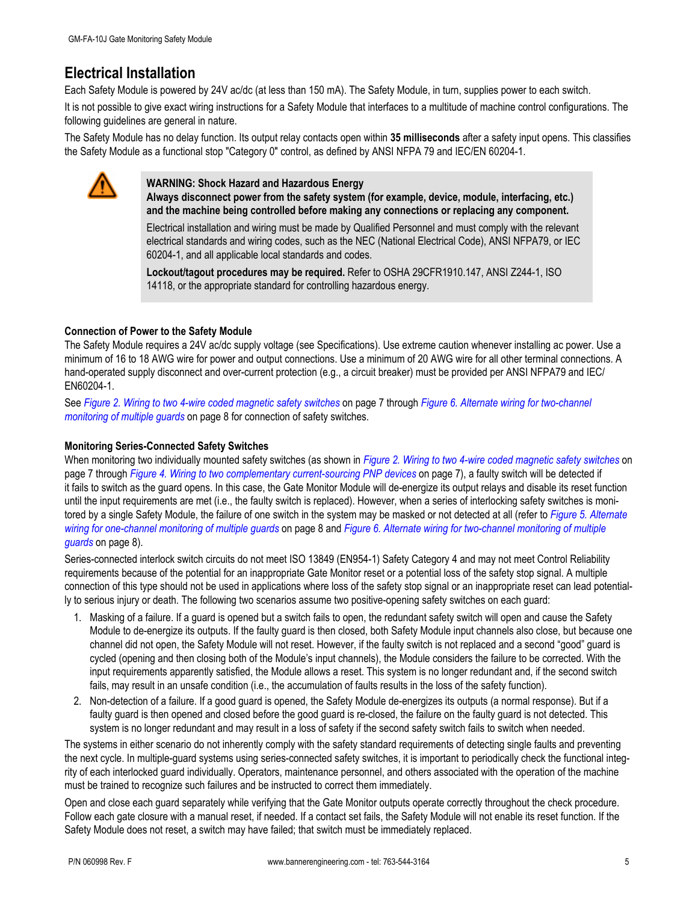## Electrical Installation

Each Safety Module is powered by 24V ac/dc (at less than 150 mA). The Safety Module, in turn, supplies power to each switch.

It is not possible to give exact wiring instructions for a Safety Module that interfaces to a multitude of machine control configurations. The following guidelines are general in nature.

The Safety Module has no delay function. Its output relay contacts open within **35 milliseconds** after a safety input opens. This classifies the Safety Module as a functional stop "Category 0" control, as defined by ANSI NFPA 79 and IEC/EN 60204-1.

> **WARNING: Shock Hazard and Hazardous Energy**
> **Always disconnect power from the safety system (for example, device, module, interfacing, etc.) and the machine being controlled before making any connections or replacing any component.**
>
> Electrical installation and wiring must be made by Qualified Personnel and must comply with the relevant electrical standards and wiring codes, such as the NEC (National Electrical Code), ANSI NFPA79, or IEC 60204-1, and all applicable local standards and codes.
>
> **Lockout/tagout procedures may be required.** Refer to OSHA 29CFR1910.147, ANSI Z244-1, ISO 14118, or the appropriate standard for controlling hazardous energy.

### Connection of Power to the Safety Module

The Safety Module requires a 24V ac/dc supply voltage (see Specifications). Use extreme caution whenever installing ac power. Use a minimum of 16 to 18 AWG wire for power and output connections. Use a minimum of 20 AWG wire for all other terminal connections. A hand-operated supply disconnect and over-current protection (e.g., a circuit breaker) must be provided per ANSI NFPA79 and IEC/EN60204-1.

See *Figure 2. Wiring to two 4-wire coded magnetic safety switches* on page 7 through *Figure 6. Alternate wiring for two-channel monitoring of multiple guards* on page 8 for connection of safety switches.

### Monitoring Series-Connected Safety Switches

When monitoring two individually mounted safety switches (as shown in *Figure 2. Wiring to two 4-wire coded magnetic safety switches* on page 7 through *Figure 4. Wiring to two complementary current-sourcing PNP devices* on page 7), a faulty switch will be detected if it fails to switch as the guard opens. In this case, the Gate Monitor Module will de-energize its output relays and disable its reset function until the input requirements are met (i.e., the faulty switch is replaced). However, when a series of interlocking safety switches is monitored by a single Safety Module, the failure of one switch in the system may be masked or not detected at all (refer to *Figure 5. Alternate wiring for one-channel monitoring of multiple guards* on page 8 and *Figure 6. Alternate wiring for two-channel monitoring of multiple guards* on page 8).

Series-connected interlock switch circuits do not meet ISO 13849 (EN954-1) Safety Category 4 and may not meet Control Reliability requirements because of the potential for an inappropriate Gate Monitor reset or a potential loss of the safety stop signal. A multiple connection of this type should not be used in applications where loss of the safety stop signal or an inappropriate reset can lead potentially to serious injury or death. The following two scenarios assume two positive-opening safety switches on each guard:

1. Masking of a failure. If a guard is opened but a switch fails to open, the redundant safety switch will open and cause the Safety Module to de-energize its outputs. If the faulty guard is then closed, both Safety Module input channels also close, but because one channel did not open, the Safety Module will not reset. However, if the faulty switch is not replaced and a second "good" guard is cycled (opening and then closing both of the Module's input channels), the Module considers the failure to be corrected. With the input requirements apparently satisfied, the Module allows a reset. This system is no longer redundant and, if the second switch fails, may result in an unsafe condition (i.e., the accumulation of faults results in the loss of the safety function).
2. Non-detection of a failure. If a good guard is opened, the Safety Module de-energizes its outputs (a normal response). But if a faulty guard is then opened and closed before the good guard is re-closed, the failure on the faulty guard is not detected. This system is no longer redundant and may result in a loss of safety if the second safety switch fails to switch when needed.

The systems in either scenario do not inherently comply with the safety standard requirements of detecting single faults and preventing the next cycle. In multiple-guard systems using series-connected safety switches, it is important to periodically check the functional integrity of each interlocked guard individually. Operators, maintenance personnel, and others associated with the operation of the machine must be trained to recognize such failures and be instructed to correct them immediately.

Open and close each guard separately while verifying that the Gate Monitor outputs operate correctly throughout the check procedure. Follow each gate closure with a manual reset, if needed. If a contact set fails, the Safety Module will not enable its reset function. If the Safety Module does not reset, a switch may have failed; that switch must be immediately replaced.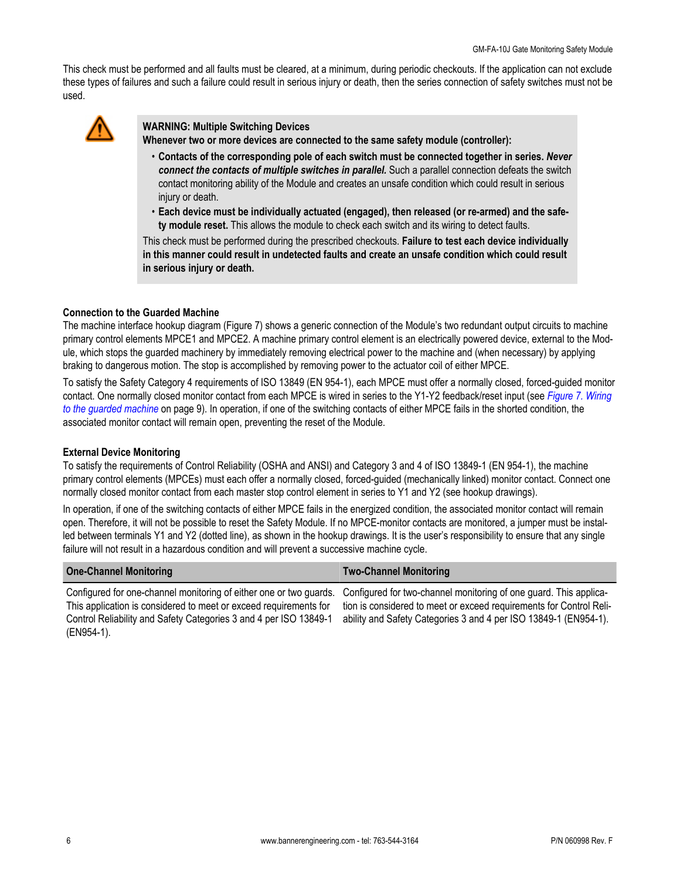This check must be performed and all faults must be cleared, at a minimum, during periodic checkouts. If the application can not exclude these types of failures and such a failure could result in serious injury or death, then the series connection of safety switches must not be used.

> **WARNING: Multiple Switching Devices**
> **Whenever two or more devices are connected to the same safety module (controller):**
>
> - **Contacts of the corresponding pole of each switch must be connected together in series.** ***Never connect the contacts of multiple switches in parallel.*** Such a parallel connection defeats the switch contact monitoring ability of the Module and creates an unsafe condition which could result in serious injury or death.
> - **Each device must be individually actuated (engaged), then released (or re-armed) and the safety module reset.** This allows the module to check each switch and its wiring to detect faults.
>
> This check must be performed during the prescribed checkouts. **Failure to test each device individually in this manner could result in undetected faults and create an unsafe condition which could result in serious injury or death.**

### Connection to the Guarded Machine

The machine interface hookup diagram (Figure 7) shows a generic connection of the Module's two redundant output circuits to machine primary control elements MPCE1 and MPCE2. A machine primary control element is an electrically powered device, external to the Module, which stops the guarded machinery by immediately removing electrical power to the machine and (when necessary) by applying braking to dangerous motion. The stop is accomplished by removing power to the actuator coil of either MPCE.

To satisfy the Safety Category 4 requirements of ISO 13849 (EN 954-1), each MPCE must offer a normally closed, forced-guided monitor contact. One normally closed monitor contact from each MPCE is wired in series to the Y1-Y2 feedback/reset input (see *Figure 7. Wiring to the guarded machine* on page 9). In operation, if one of the switching contacts of either MPCE fails in the shorted condition, the associated monitor contact will remain open, preventing the reset of the Module.

### External Device Monitoring

To satisfy the requirements of Control Reliability (OSHA and ANSI) and Category 3 and 4 of ISO 13849-1 (EN 954-1), the machine primary control elements (MPCEs) must each offer a normally closed, forced-guided (mechanically linked) monitor contact. Connect one normally closed monitor contact from each master stop control element in series to Y1 and Y2 (see hookup drawings).

In operation, if one of the switching contacts of either MPCE fails in the energized condition, the associated monitor contact will remain open. Therefore, it will not be possible to reset the Safety Module. If no MPCE-monitor contacts are monitored, a jumper must be installed between terminals Y1 and Y2 (dotted line), as shown in the hookup drawings. It is the user's responsibility to ensure that any single failure will not result in a hazardous condition and will prevent a successive machine cycle.

| One-Channel Monitoring | Two-Channel Monitoring |
|---|---|
| Configured for one-channel monitoring of either one or two guards. This application is considered to meet or exceed requirements for Control Reliability and Safety Categories 3 and 4 per ISO 13849-1 (EN954-1). | Configured for two-channel monitoring of one guard. This application is considered to meet or exceed requirements for Control Reliability and Safety Categories 3 and 4 per ISO 13849-1 (EN954-1). |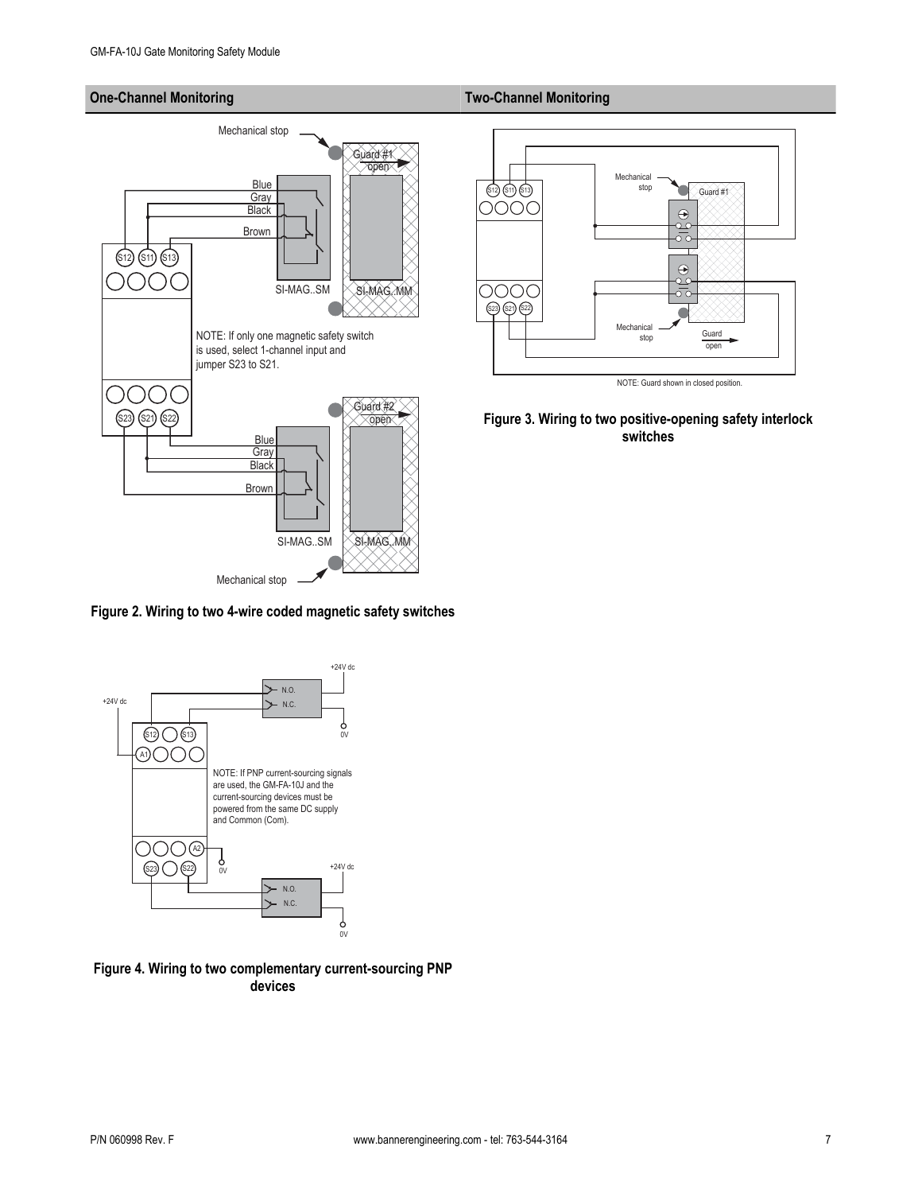## One-Channel Monitoring

## Two-Channel Monitoring

NOTE: If only one magnetic safety switch is used, select 1-channel input and jumper S23 to S21.

**Figure 2. Wiring to two 4-wire coded magnetic safety switches**

NOTE: Guard shown in closed position.

**Figure 3. Wiring to two positive-opening safety interlock switches**

NOTE: If PNP current-sourcing signals are used, the GM-FA-10J and the current-sourcing devices must be powered from the same DC supply and Common (Com).

**Figure 4. Wiring to two complementary current-sourcing PNP devices**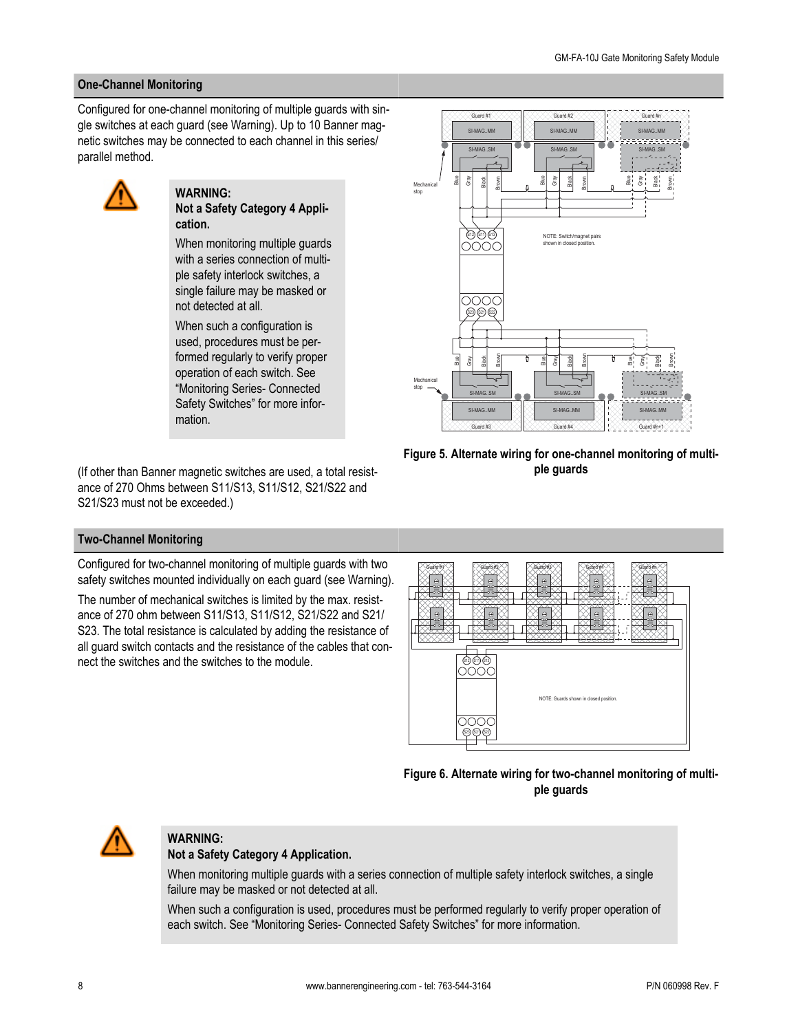## One-Channel Monitoring

Configured for one-channel monitoring of multiple guards with single switches at each guard (see Warning). Up to 10 Banner magnetic switches may be connected to each channel in this series/parallel method.

> **WARNING:**
> **Not a Safety Category 4 Application.**
>
> When monitoring multiple guards with a series connection of multiple safety interlock switches, a single failure may be masked or not detected at all.
>
> When such a configuration is used, procedures must be performed regularly to verify proper operation of each switch. See "Monitoring Series- Connected Safety Switches" for more information.

(If other than Banner magnetic switches are used, a total resistance of 270 Ohms between S11/S13, S11/S12, S21/S22 and S21/S23 must not be exceeded.)

**Figure 5. Alternate wiring for one-channel monitoring of multiple guards**

## Two-Channel Monitoring

Configured for two-channel monitoring of multiple guards with two safety switches mounted individually on each guard (see Warning).

The number of mechanical switches is limited by the max. resistance of 270 ohm between S11/S13, S11/S12, S21/S22 and S21/S23. The total resistance is calculated by adding the resistance of all guard switch contacts and the resistance of the cables that connect the switches and the switches to the module.

**Figure 6. Alternate wiring for two-channel monitoring of multiple guards**

> **WARNING:**
> **Not a Safety Category 4 Application.**
>
> When monitoring multiple guards with a series connection of multiple safety interlock switches, a single failure may be masked or not detected at all.
>
> When such a configuration is used, procedures must be performed regularly to verify proper operation of each switch. See "Monitoring Series- Connected Safety Switches" for more information.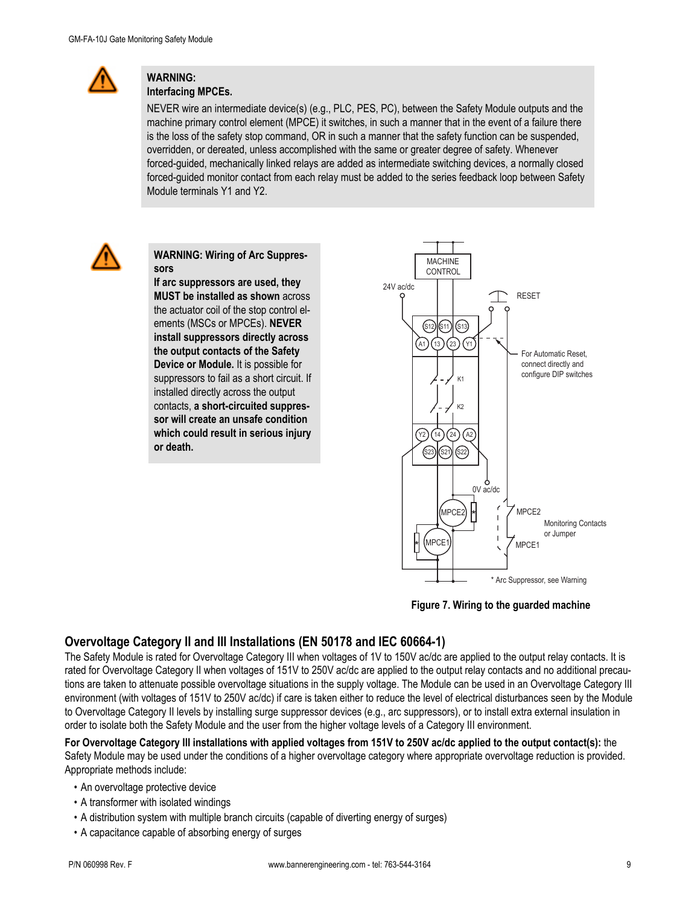**WARNING:**
**Interfacing MPCEs.**

NEVER wire an intermediate device(s) (e.g., PLC, PES, PC), between the Safety Module outputs and the machine primary control element (MPCE) it switches, in such a manner that in the event of a failure there is the loss of the safety stop command, OR in such a manner that the safety function can be suspended, overridden, or dereated, unless accomplished with the same or greater degree of safety. Whenever forced-guided, mechanically linked relays are added as intermediate switching devices, a normally closed forced-guided monitor contact from each relay must be added to the series feedback loop between Safety Module terminals Y1 and Y2.

**WARNING: Wiring of Arc Suppressors**
**If arc suppressors are used, they MUST be installed as shown** across the actuator coil of the stop control elements (MSCs or MPCEs). **NEVER install suppressors directly across the output contacts of the Safety Device or Module.** It is possible for suppressors to fail as a short circuit. If installed directly across the output contacts, **a short-circuited suppressor will create an unsafe condition which could result in serious injury or death.**

**Figure 7. Wiring to the guarded machine**

## Overvoltage Category II and III Installations (EN 50178 and IEC 60664-1)

The Safety Module is rated for Overvoltage Category III when voltages of 1V to 150V ac/dc are applied to the output relay contacts. It is rated for Overvoltage Category II when voltages of 151V to 250V ac/dc are applied to the output relay contacts and no additional precautions are taken to attenuate possible overvoltage situations in the supply voltage. The Module can be used in an Overvoltage Category III environment (with voltages of 151V to 250V ac/dc) if care is taken either to reduce the level of electrical disturbances seen by the Module to Overvoltage Category II levels by installing surge suppressor devices (e.g., arc suppressors), or to install extra external insulation in order to isolate both the Safety Module and the user from the higher voltage levels of a Category III environment.

**For Overvoltage Category III installations with applied voltages from 151V to 250V ac/dc applied to the output contact(s):** the Safety Module may be used under the conditions of a higher overvoltage category where appropriate overvoltage reduction is provided. Appropriate methods include:

- An overvoltage protective device
- A transformer with isolated windings
- A distribution system with multiple branch circuits (capable of diverting energy of surges)
- A capacitance capable of absorbing energy of surges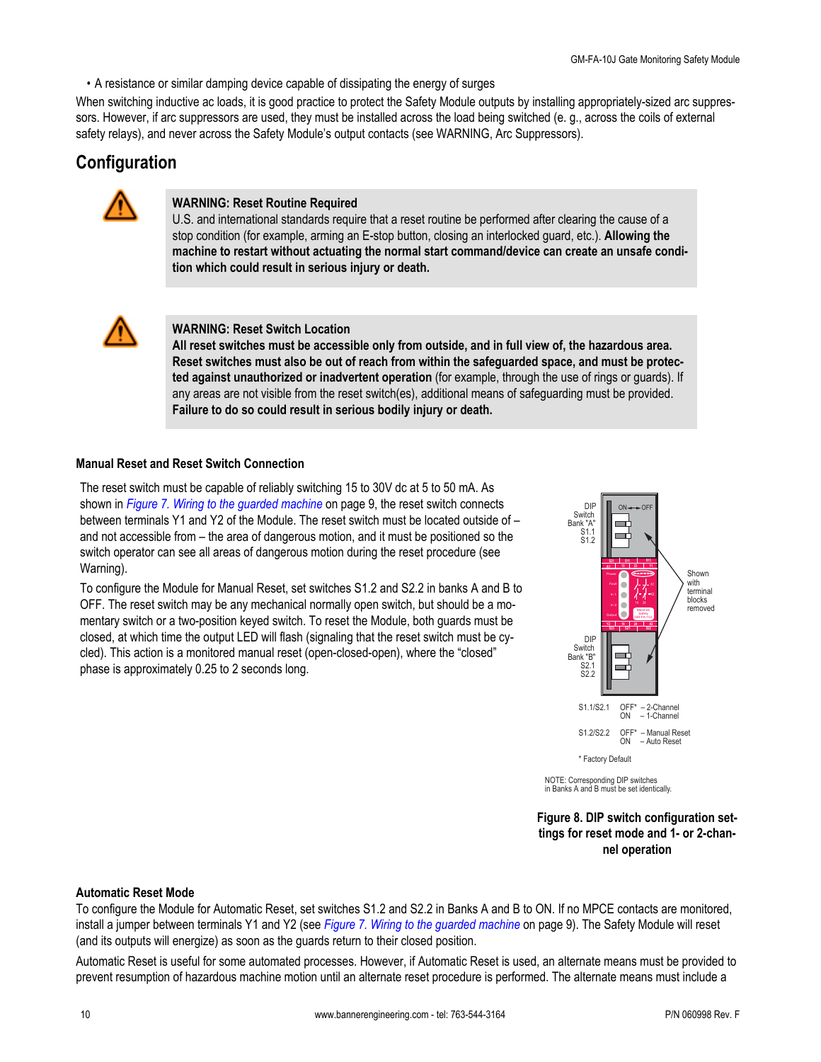• A resistance or similar damping device capable of dissipating the energy of surges

When switching inductive ac loads, it is good practice to protect the Safety Module outputs by installing appropriately-sized arc suppressors. However, if arc suppressors are used, they must be installed across the load being switched (e. g., across the coils of external safety relays), and never across the Safety Module's output contacts (see WARNING, Arc Suppressors).

## Configuration

**WARNING: Reset Routine Required**
U.S. and international standards require that a reset routine be performed after clearing the cause of a stop condition (for example, arming an E-stop button, closing an interlocked guard, etc.). **Allowing the machine to restart without actuating the normal start command/device can create an unsafe condition which could result in serious injury or death.**

**WARNING: Reset Switch Location**
**All reset switches must be accessible only from outside, and in full view of, the hazardous area. Reset switches must also be out of reach from within the safeguarded space, and must be protected against unauthorized or inadvertent operation** (for example, through the use of rings or guards). If any areas are not visible from the reset switch(es), additional means of safeguarding must be provided. **Failure to do so could result in serious bodily injury or death.**

### Manual Reset and Reset Switch Connection

The reset switch must be capable of reliably switching 15 to 30V dc at 5 to 50 mA. As shown in *Figure 7. Wiring to the guarded machine* on page 9, the reset switch connects between terminals Y1 and Y2 of the Module. The reset switch must be located outside of – and not accessible from – the area of dangerous motion, and it must be positioned so the switch operator can see all areas of dangerous motion during the reset procedure (see Warning).

To configure the Module for Manual Reset, set switches S1.2 and S2.2 in banks A and B to OFF. The reset switch may be any mechanical normally open switch, but should be a momentary switch or a two-position keyed switch. To reset the Module, both guards must be closed, at which time the output LED will flash (signaling that the reset switch must be cycled). This action is a monitored manual reset (open-closed-open), where the "closed" phase is approximately 0.25 to 2 seconds long.

DIP Switch Bank "A" S1.1 S1.2 — ON ← → OFF

DIP Switch Bank "B" S2.1 S2.2

Shown with terminal blocks removed

S1.1/S2.1 OFF* – 2-Channel; ON – 1-Channel

S1.2/S2.2 OFF* – Manual Reset; ON – Auto Reset

\* Factory Default

NOTE: Corresponding DIP switches in Banks A and B must be set identically.

**Figure 8. DIP switch configuration settings for reset mode and 1- or 2-channel operation**

### Automatic Reset Mode

To configure the Module for Automatic Reset, set switches S1.2 and S2.2 in Banks A and B to ON. If no MPCE contacts are monitored, install a jumper between terminals Y1 and Y2 (see *Figure 7. Wiring to the guarded machine* on page 9). The Safety Module will reset (and its outputs will energize) as soon as the guards return to their closed position.

Automatic Reset is useful for some automated processes. However, if Automatic Reset is used, an alternate means must be provided to prevent resumption of hazardous machine motion until an alternate reset procedure is performed. The alternate means must include a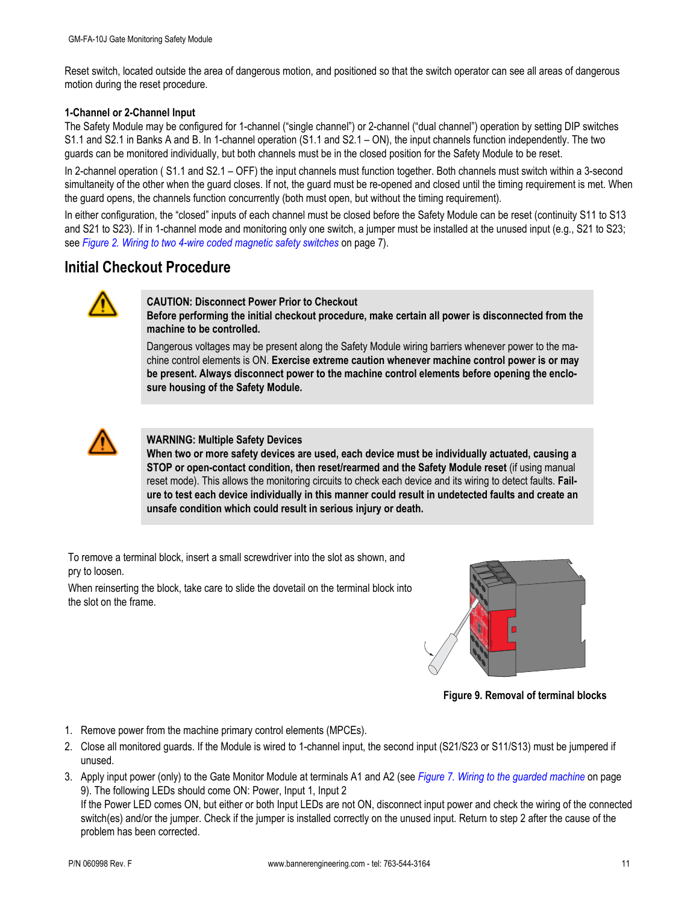Reset switch, located outside the area of dangerous motion, and positioned so that the switch operator can see all areas of dangerous motion during the reset procedure.

**1-Channel or 2-Channel Input**

The Safety Module may be configured for 1-channel ("single channel") or 2-channel ("dual channel") operation by setting DIP switches S1.1 and S2.1 in Banks A and B. In 1-channel operation (S1.1 and S2.1 – ON), the input channels function independently. The two guards can be monitored individually, but both channels must be in the closed position for the Safety Module to be reset.

In 2-channel operation ( S1.1 and S2.1 – OFF) the input channels must function together. Both channels must switch within a 3-second simultaneity of the other when the guard closes. If not, the guard must be re-opened and closed until the timing requirement is met. When the guard opens, the channels function concurrently (both must open, but without the timing requirement).

In either configuration, the "closed" inputs of each channel must be closed before the Safety Module can be reset (continuity S11 to S13 and S21 to S23). If in 1-channel mode and monitoring only one switch, a jumper must be installed at the unused input (e.g., S21 to S23; see *Figure 2. Wiring to two 4-wire coded magnetic safety switches* on page 7).

## Initial Checkout Procedure

**CAUTION: Disconnect Power Prior to Checkout**
**Before performing the initial checkout procedure, make certain all power is disconnected from the machine to be controlled.**

Dangerous voltages may be present along the Safety Module wiring barriers whenever power to the machine control elements is ON. **Exercise extreme caution whenever machine control power is or may be present. Always disconnect power to the machine control elements before opening the enclosure housing of the Safety Module.**

**WARNING: Multiple Safety Devices**
**When two or more safety devices are used, each device must be individually actuated, causing a STOP or open-contact condition, then reset/rearmed and the Safety Module reset** (if using manual reset mode). This allows the monitoring circuits to check each device and its wiring to detect faults. **Failure to test each device individually in this manner could result in undetected faults and create an unsafe condition which could result in serious injury or death.**

To remove a terminal block, insert a small screwdriver into the slot as shown, and pry to loosen.

When reinserting the block, take care to slide the dovetail on the terminal block into the slot on the frame.

Figure 9. Removal of terminal blocks

1. Remove power from the machine primary control elements (MPCEs).
2. Close all monitored guards. If the Module is wired to 1-channel input, the second input (S21/S23 or S11/S13) must be jumpered if unused.
3. Apply input power (only) to the Gate Monitor Module at terminals A1 and A2 (see *Figure 7. Wiring to the guarded machine* on page 9). The following LEDs should come ON: Power, Input 1, Input 2
   If the Power LED comes ON, but either or both Input LEDs are not ON, disconnect input power and check the wiring of the connected switch(es) and/or the jumper. Check if the jumper is installed correctly on the unused input. Return to step 2 after the cause of the problem has been corrected.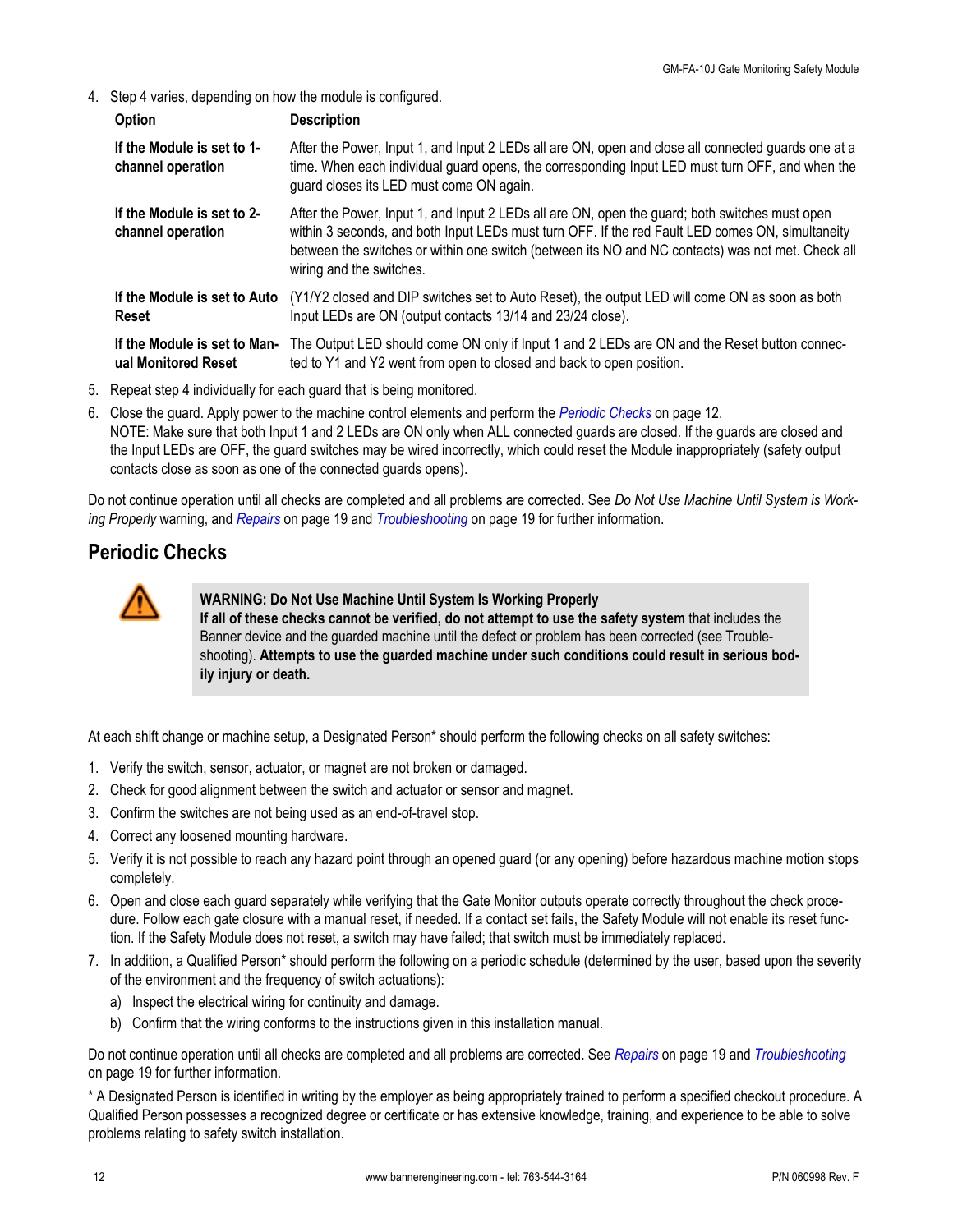4. Step 4 varies, depending on how the module is configured.

| Option | Description |
|---|---|
| **If the Module is set to 1-channel operation** | After the Power, Input 1, and Input 2 LEDs all are ON, open and close all connected guards one at a time. When each individual guard opens, the corresponding Input LED must turn OFF, and when the guard closes its LED must come ON again. |
| **If the Module is set to 2-channel operation** | After the Power, Input 1, and Input 2 LEDs all are ON, open the guard; both switches must open within 3 seconds, and both Input LEDs must turn OFF. If the red Fault LED comes ON, simultaneity between the switches or within one switch (between its NO and NC contacts) was not met. Check all wiring and the switches. |
| **If the Module is set to Auto Reset** | (Y1/Y2 closed and DIP switches set to Auto Reset), the output LED will come ON as soon as both Input LEDs are ON (output contacts 13/14 and 23/24 close). |
| **If the Module is set to Manual Monitored Reset** | The Output LED should come ON only if Input 1 and 2 LEDs are ON and the Reset button connected to Y1 and Y2 went from open to closed and back to open position. |

5. Repeat step 4 individually for each guard that is being monitored.
6. Close the guard. Apply power to the machine control elements and perform the *Periodic Checks* on page 12.
   NOTE: Make sure that both Input 1 and 2 LEDs are ON only when ALL connected guards are closed. If the guards are closed and the Input LEDs are OFF, the guard switches may be wired incorrectly, which could reset the Module inappropriately (safety output contacts close as soon as one of the connected guards opens).

Do not continue operation until all checks are completed and all problems are corrected. See *Do Not Use Machine Until System is Working Properly* warning, and *Repairs* on page 19 and *Troubleshooting* on page 19 for further information.

## Periodic Checks

> **WARNING: Do Not Use Machine Until System Is Working Properly**
> **If all of these checks cannot be verified, do not attempt to use the safety system** that includes the Banner device and the guarded machine until the defect or problem has been corrected (see Troubleshooting). **Attempts to use the guarded machine under such conditions could result in serious bodily injury or death.**

At each shift change or machine setup, a Designated Person* should perform the following checks on all safety switches:

1. Verify the switch, sensor, actuator, or magnet are not broken or damaged.
2. Check for good alignment between the switch and actuator or sensor and magnet.
3. Confirm the switches are not being used as an end-of-travel stop.
4. Correct any loosened mounting hardware.
5. Verify it is not possible to reach any hazard point through an opened guard (or any opening) before hazardous machine motion stops completely.
6. Open and close each guard separately while verifying that the Gate Monitor outputs operate correctly throughout the check procedure. Follow each gate closure with a manual reset, if needed. If a contact set fails, the Safety Module will not enable its reset function. If the Safety Module does not reset, a switch may have failed; that switch must be immediately replaced.
7. In addition, a Qualified Person* should perform the following on a periodic schedule (determined by the user, based upon the severity of the environment and the frequency of switch actuations):
   a) Inspect the electrical wiring for continuity and damage.
   b) Confirm that the wiring conforms to the instructions given in this installation manual.

Do not continue operation until all checks are completed and all problems are corrected. See *Repairs* on page 19 and *Troubleshooting* on page 19 for further information.

* A Designated Person is identified in writing by the employer as being appropriately trained to perform a specified checkout procedure. A Qualified Person possesses a recognized degree or certificate or has extensive knowledge, training, and experience to be able to solve problems relating to safety switch installation.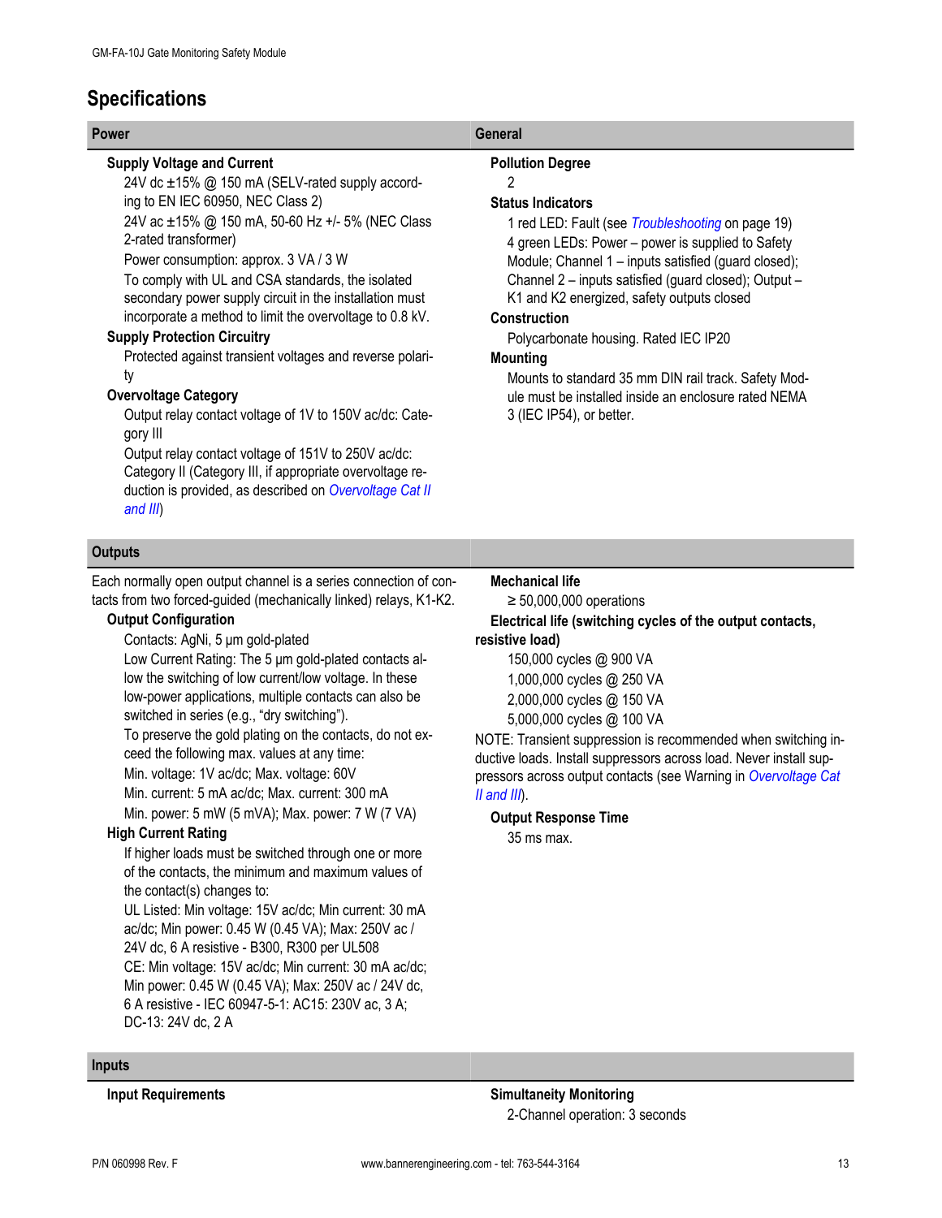## Specifications

### Power

**Supply Voltage and Current**

24V dc ±15% @ 150 mA (SELV-rated supply according to EN IEC 60950, NEC Class 2)

24V ac ±15% @ 150 mA, 50-60 Hz +/- 5% (NEC Class 2-rated transformer)

Power consumption: approx. 3 VA / 3 W

To comply with UL and CSA standards, the isolated secondary power supply circuit in the installation must incorporate a method to limit the overvoltage to 0.8 kV.

**Supply Protection Circuitry**

Protected against transient voltages and reverse polarity

**Overvoltage Category**

Output relay contact voltage of 1V to 150V ac/dc: Category III

Output relay contact voltage of 151V to 250V ac/dc: Category II (Category III, if appropriate overvoltage reduction is provided, as described on *Overvoltage Cat II and III*)

### General

**Pollution Degree**

2

**Status Indicators**

1 red LED: Fault (see *Troubleshooting* on page 19)

4 green LEDs: Power – power is supplied to Safety Module; Channel 1 – inputs satisfied (guard closed); Channel 2 – inputs satisfied (guard closed); Output – K1 and K2 energized, safety outputs closed

**Construction**

Polycarbonate housing. Rated IEC IP20

**Mounting**

Mounts to standard 35 mm DIN rail track. Safety Module must be installed inside an enclosure rated NEMA 3 (IEC IP54), or better.

### Outputs

Each normally open output channel is a series connection of contacts from two forced-guided (mechanically linked) relays, K1-K2.

**Output Configuration**

Contacts: AgNi, 5 µm gold-plated

Low Current Rating: The 5 µm gold-plated contacts allow the switching of low current/low voltage. In these low-power applications, multiple contacts can also be switched in series (e.g., "dry switching").

To preserve the gold plating on the contacts, do not exceed the following max. values at any time:

Min. voltage: 1V ac/dc; Max. voltage: 60V

Min. current: 5 mA ac/dc; Max. current: 300 mA

Min. power: 5 mW (5 mVA); Max. power: 7 W (7 VA)

**High Current Rating**

If higher loads must be switched through one or more of the contacts, the minimum and maximum values of the contact(s) changes to:

UL Listed: Min voltage: 15V ac/dc; Min current: 30 mA ac/dc; Min power: 0.45 W (0.45 VA); Max: 250V ac / 24V dc, 6 A resistive - B300, R300 per UL508

CE: Min voltage: 15V ac/dc; Min current: 30 mA ac/dc; Min power: 0.45 W (0.45 VA); Max: 250V ac / 24V dc, 6 A resistive - IEC 60947-5-1: AC15: 230V ac, 3 A; DC-13: 24V dc, 2 A

**Mechanical life**

≥ 50,000,000 operations

**Electrical life (switching cycles of the output contacts, resistive load)**

150,000 cycles @ 900 VA

1,000,000 cycles @ 250 VA

2,000,000 cycles @ 150 VA

5,000,000 cycles @ 100 VA

NOTE: Transient suppression is recommended when switching inductive loads. Install suppressors across load. Never install suppressors across output contacts (see Warning in *Overvoltage Cat II and III*).

**Output Response Time**

35 ms max.

### Inputs

**Input Requirements**

**Simultaneity Monitoring**

2-Channel operation: 3 seconds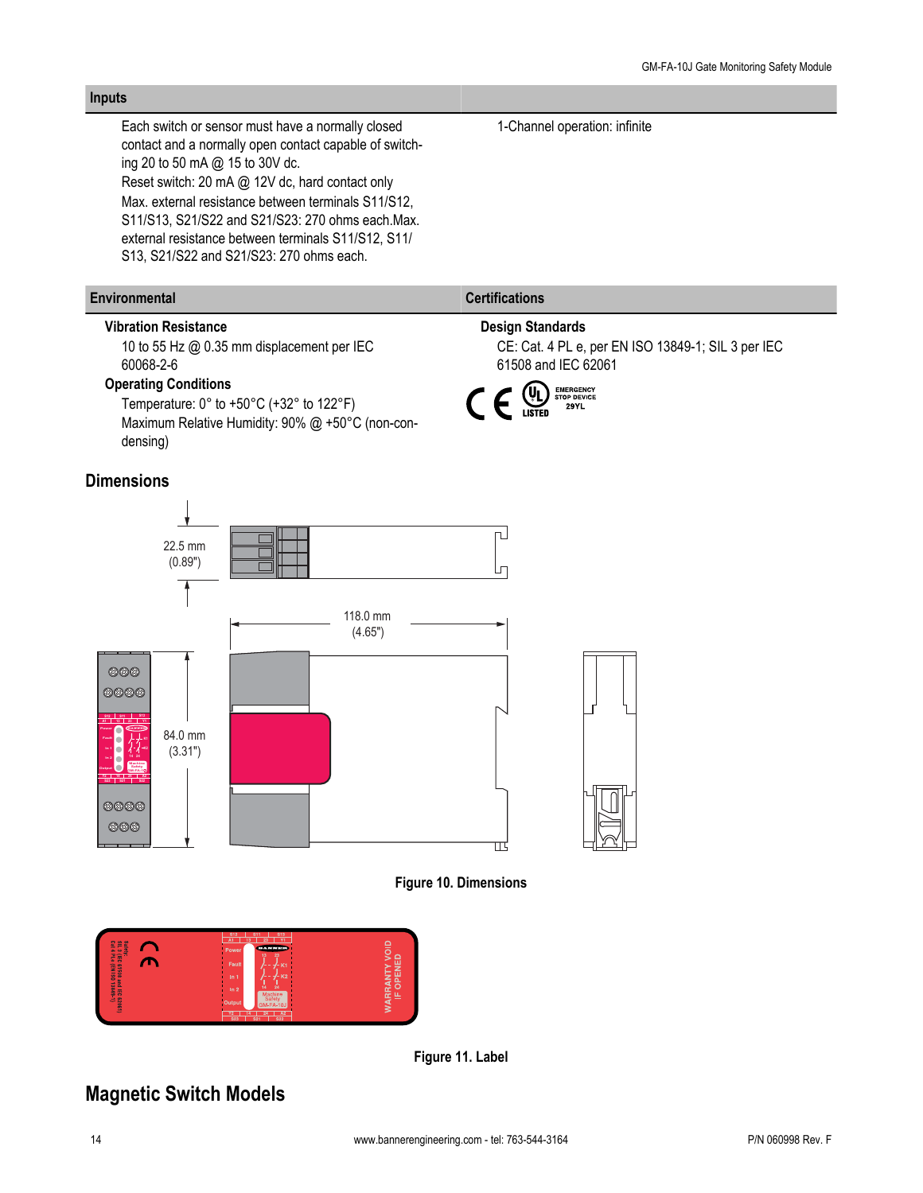| Inputs | |
|---|---|
| Each switch or sensor must have a normally closed contact and a normally open contact capable of switching 20 to 50 mA @ 15 to 30V dc.<br>Reset switch: 20 mA @ 12V dc, hard contact only<br>Max. external resistance between terminals S11/S12, S11/S13, S21/S22 and S21/S23: 270 ohms each.Max. external resistance between terminals S11/S12, S11/S13, S21/S22 and S21/S23: 270 ohms each. | 1-Channel operation: infinite |

| Environmental | Certifications |
|---|---|
| **Vibration Resistance**<br>10 to 55 Hz @ 0.35 mm displacement per IEC 60068-2-6<br>**Operating Conditions**<br>Temperature: 0° to +50°C (+32° to 122°F)<br>Maximum Relative Humidity: 90% @ +50°C (non-condensing) | **Design Standards**<br>CE: Cat. 4 PL e, per EN ISO 13849-1; SIL 3 per IEC 61508 and IEC 62061<br>UL LISTED EMERGENCY STOP DEVICE 29YL |

## Dimensions

22.5 mm (0.89")

118.0 mm (4.65")

84.0 mm (3.31")

Figure 10. Dimensions

Figure 11. Label

## Magnetic Switch Models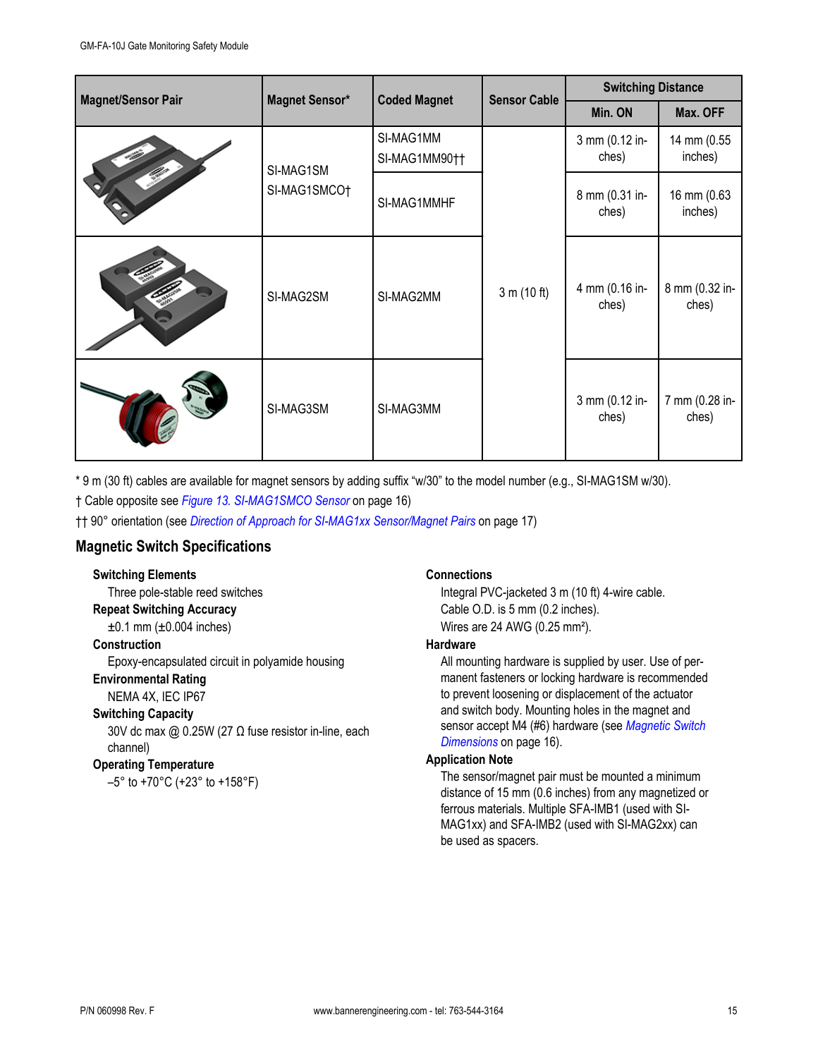| Magnet/Sensor Pair | Magnet Sensor* | Coded Magnet | Sensor Cable | Switching Distance | |
|---|---|---|---|---|---|
| | | | | Min. ON | Max. OFF |
| | SI-MAG1SM<br>SI-MAG1SMCO† | SI-MAG1MM<br>SI-MAG1MM90†† | 3 m (10 ft) | 3 mm (0.12 inches) | 14 mm (0.55 inches) |
| | | SI-MAG1MMHF | | 8 mm (0.31 inches) | 16 mm (0.63 inches) |
| | SI-MAG2SM | SI-MAG2MM | | 4 mm (0.16 inches) | 8 mm (0.32 inches) |
| | SI-MAG3SM | SI-MAG3MM | | 3 mm (0.12 inches) | 7 mm (0.28 inches) |

* 9 m (30 ft) cables are available for magnet sensors by adding suffix "w/30" to the model number (e.g., SI-MAG1SM w/30).

† Cable opposite see *Figure 13. SI-MAG1SMCO Sensor* on page 16)

†† 90° orientation (see *Direction of Approach for SI-MAG1xx Sensor/Magnet Pairs* on page 17)

## Magnetic Switch Specifications

**Switching Elements**
Three pole-stable reed switches

**Repeat Switching Accuracy**
±0.1 mm (±0.004 inches)

**Construction**
Epoxy-encapsulated circuit in polyamide housing

**Environmental Rating**
NEMA 4X, IEC IP67

**Switching Capacity**
30V dc max @ 0.25W (27 Ω fuse resistor in-line, each channel)

**Operating Temperature**
–5° to +70°C (+23° to +158°F)

**Connections**
Integral PVC-jacketed 3 m (10 ft) 4-wire cable.
Cable O.D. is 5 mm (0.2 inches).
Wires are 24 AWG (0.25 mm²).

**Hardware**
All mounting hardware is supplied by user. Use of permanent fasteners or locking hardware is recommended to prevent loosening or displacement of the actuator and switch body. Mounting holes in the magnet and sensor accept M4 (#6) hardware (see *Magnetic Switch Dimensions* on page 16).

**Application Note**
The sensor/magnet pair must be mounted a minimum distance of 15 mm (0.6 inches) from any magnetized or ferrous materials. Multiple SFA-IMB1 (used with SI-MAG1xx) and SFA-IMB2 (used with SI-MAG2xx) can be used as spacers.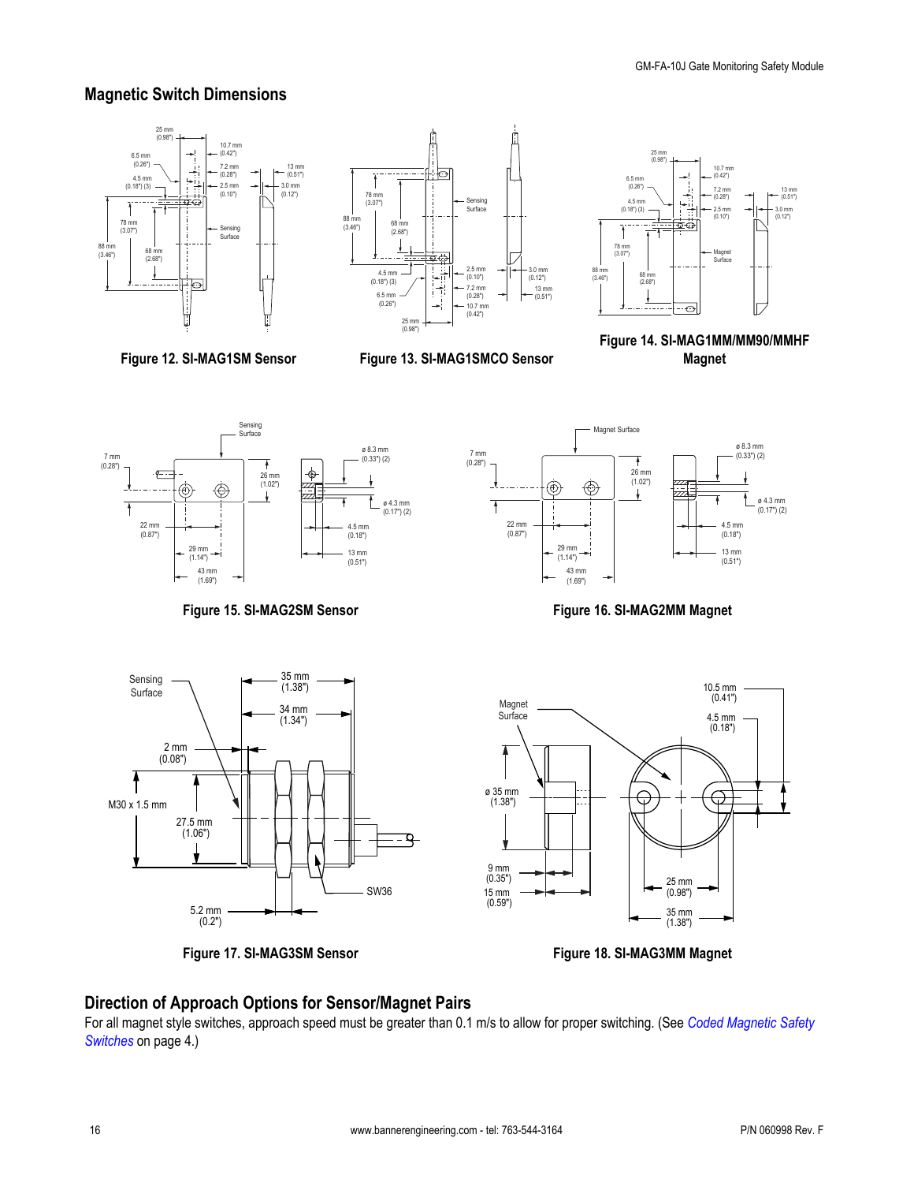## Magnetic Switch Dimensions

Figure 12. SI-MAG1SM Sensor

Figure 13. SI-MAG1SMCO Sensor

Figure 14. SI-MAG1MM/MM90/MMHF Magnet

Figure 15. SI-MAG2SM Sensor

Figure 16. SI-MAG2MM Magnet

Figure 17. SI-MAG3SM Sensor

Figure 18. SI-MAG3MM Magnet

## Direction of Approach Options for Sensor/Magnet Pairs

For all magnet style switches, approach speed must be greater than 0.1 m/s to allow for proper switching. (See *Coded Magnetic Safety Switches* on page 4.)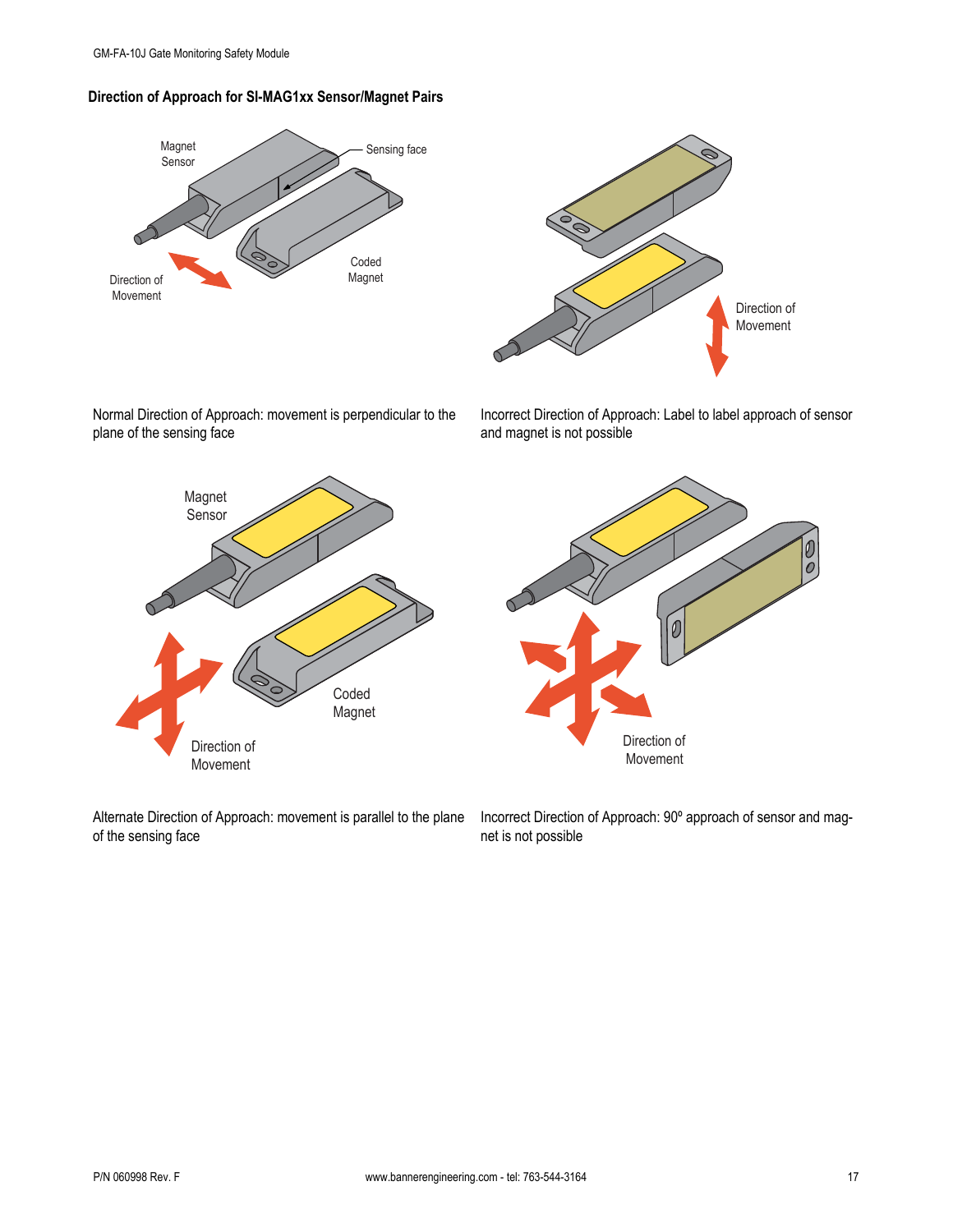### Direction of Approach for SI-MAG1xx Sensor/Magnet Pairs

Magnet Sensor

Sensing face

Coded Magnet

Direction of Movement

Normal Direction of Approach: movement is perpendicular to the plane of the sensing face

Direction of Movement

Incorrect Direction of Approach: Label to label approach of sensor and magnet is not possible

Magnet Sensor

Coded Magnet

Direction of Movement

Alternate Direction of Approach: movement is parallel to the plane of the sensing face

Direction of Movement

Incorrect Direction of Approach: 90º approach of sensor and magnet is not possible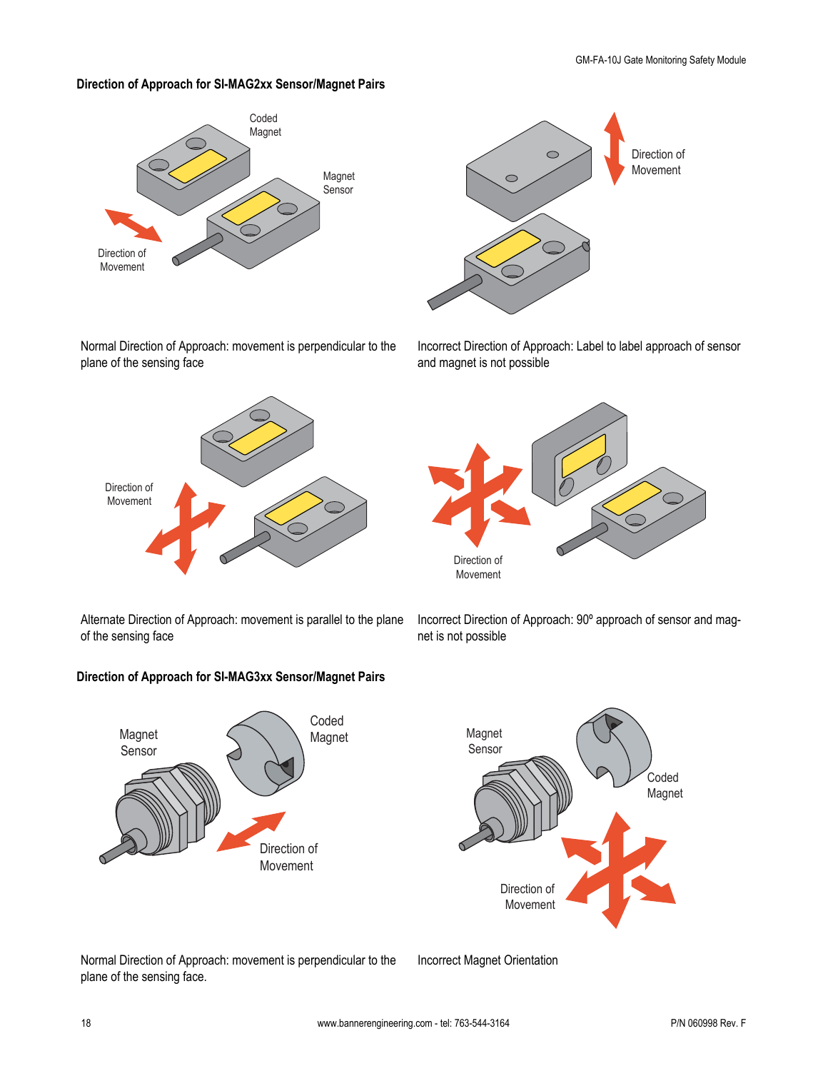### Direction of Approach for SI-MAG2xx Sensor/Magnet Pairs

Coded Magnet

Magnet Sensor

Direction of Movement

Normal Direction of Approach: movement is perpendicular to the plane of the sensing face

Direction of Movement

Incorrect Direction of Approach: Label to label approach of sensor and magnet is not possible

Direction of Movement

Alternate Direction of Approach: movement is parallel to the plane of the sensing face

Direction of Movement

Incorrect Direction of Approach: 90º approach of sensor and magnet is not possible

### Direction of Approach for SI-MAG3xx Sensor/Magnet Pairs

Magnet Sensor

Coded Magnet

Direction of Movement

Normal Direction of Approach: movement is perpendicular to the plane of the sensing face.

Magnet Sensor

Coded Magnet

Direction of Movement

Incorrect Magnet Orientation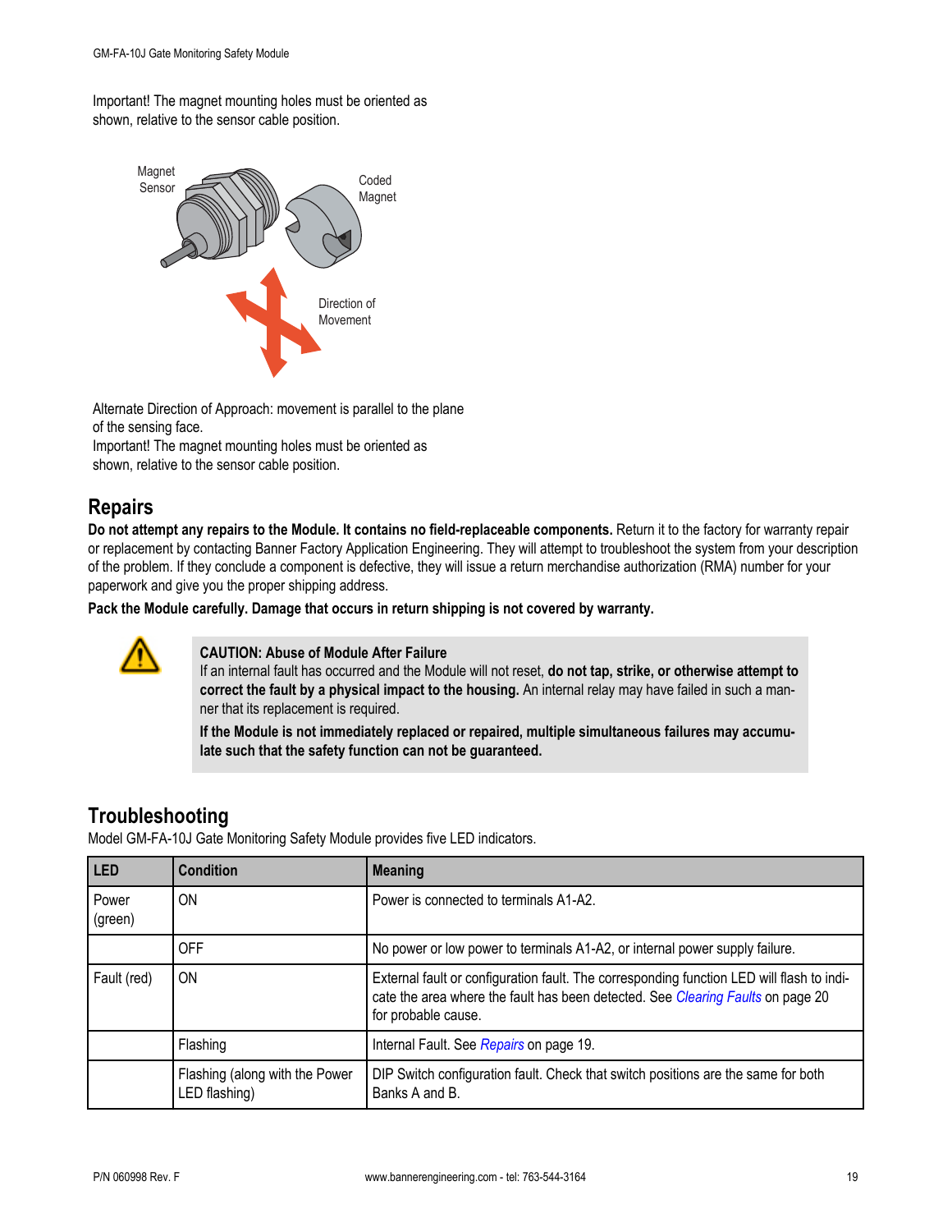Important! The magnet mounting holes must be oriented as shown, relative to the sensor cable position.

Magnet Sensor

Coded Magnet

Direction of Movement

Alternate Direction of Approach: movement is parallel to the plane of the sensing face.
Important! The magnet mounting holes must be oriented as shown, relative to the sensor cable position.

## Repairs

**Do not attempt any repairs to the Module. It contains no field-replaceable components.** Return it to the factory for warranty repair or replacement by contacting Banner Factory Application Engineering. They will attempt to troubleshoot the system from your description of the problem. If they conclude a component is defective, they will issue a return merchandise authorization (RMA) number for your paperwork and give you the proper shipping address.

**Pack the Module carefully. Damage that occurs in return shipping is not covered by warranty.**

**CAUTION: Abuse of Module After Failure**
If an internal fault has occurred and the Module will not reset, **do not tap, strike, or otherwise attempt to correct the fault by a physical impact to the housing.** An internal relay may have failed in such a manner that its replacement is required.

**If the Module is not immediately replaced or repaired, multiple simultaneous failures may accumulate such that the safety function can not be guaranteed.**

## Troubleshooting

Model GM-FA-10J Gate Monitoring Safety Module provides five LED indicators.

| LED | Condition | Meaning |
|---|---|---|
| Power (green) | ON | Power is connected to terminals A1-A2. |
| | OFF | No power or low power to terminals A1-A2, or internal power supply failure. |
| Fault (red) | ON | External fault or configuration fault. The corresponding function LED will flash to indicate the area where the fault has been detected. See *Clearing Faults* on page 20 for probable cause. |
| | Flashing | Internal Fault. See *Repairs* on page 19. |
| | Flashing (along with the Power LED flashing) | DIP Switch configuration fault. Check that switch positions are the same for both Banks A and B. |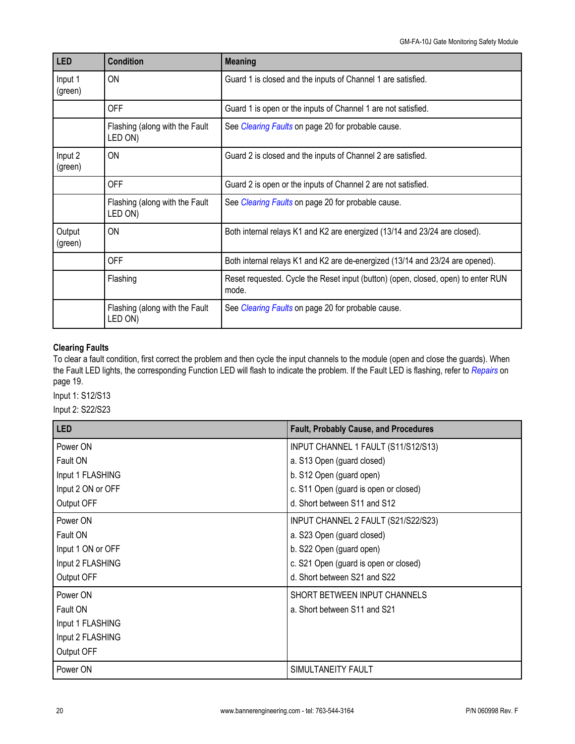| LED | Condition | Meaning |
|---|---|---|
| Input 1 (green) | ON | Guard 1 is closed and the inputs of Channel 1 are satisfied. |
| | OFF | Guard 1 is open or the inputs of Channel 1 are not satisfied. |
| | Flashing (along with the Fault LED ON) | See *Clearing Faults* on page 20 for probable cause. |
| Input 2 (green) | ON | Guard 2 is closed and the inputs of Channel 2 are satisfied. |
| | OFF | Guard 2 is open or the inputs of Channel 2 are not satisfied. |
| | Flashing (along with the Fault LED ON) | See *Clearing Faults* on page 20 for probable cause. |
| Output (green) | ON | Both internal relays K1 and K2 are energized (13/14 and 23/24 are closed). |
| | OFF | Both internal relays K1 and K2 are de-energized (13/14 and 23/24 are opened). |
| | Flashing | Reset requested. Cycle the Reset input (button) (open, closed, open) to enter RUN mode. |
| | Flashing (along with the Fault LED ON) | See *Clearing Faults* on page 20 for probable cause. |

### Clearing Faults

To clear a fault condition, first correct the problem and then cycle the input channels to the module (open and close the guards). When the Fault LED lights, the corresponding Function LED will flash to indicate the problem. If the Fault LED is flashing, refer to *Repairs* on page 19.

Input 1: S12/S13

Input 2: S22/S23

| LED | Fault, Probably Cause, and Procedures |
|---|---|
| Power ON<br>Fault ON<br>Input 1 FLASHING<br>Input 2 ON or OFF<br>Output OFF | INPUT CHANNEL 1 FAULT (S11/S12/S13)<br>a. S13 Open (guard closed)<br>b. S12 Open (guard open)<br>c. S11 Open (guard is open or closed)<br>d. Short between S11 and S12 |
| Power ON<br>Fault ON<br>Input 1 ON or OFF<br>Input 2 FLASHING<br>Output OFF | INPUT CHANNEL 2 FAULT (S21/S22/S23)<br>a. S23 Open (guard closed)<br>b. S22 Open (guard open)<br>c. S21 Open (guard is open or closed)<br>d. Short between S21 and S22 |
| Power ON<br>Fault ON<br>Input 1 FLASHING<br>Input 2 FLASHING<br>Output OFF | SHORT BETWEEN INPUT CHANNELS<br>a. Short between S11 and S21 |
| Power ON | SIMULTANEITY FAULT |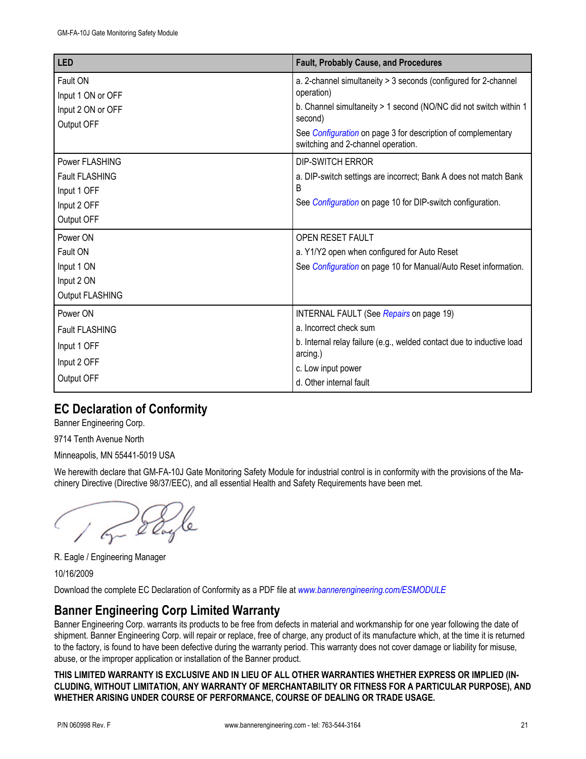| LED | Fault, Probably Cause, and Procedures |
|---|---|
| Fault ON<br>Input 1 ON or OFF<br>Input 2 ON or OFF<br>Output OFF | a. 2-channel simultaneity > 3 seconds (configured for 2-channel operation)<br>b. Channel simultaneity > 1 second (NO/NC did not switch within 1 second)<br>See *Configuration* on page 3 for description of complementary switching and 2-channel operation. |
| Power FLASHING<br>Fault FLASHING<br>Input 1 OFF<br>Input 2 OFF<br>Output OFF | DIP-SWITCH ERROR<br>a. DIP-switch settings are incorrect; Bank A does not match Bank B<br>See *Configuration* on page 10 for DIP-switch configuration. |
| Power ON<br>Fault ON<br>Input 1 ON<br>Input 2 ON<br>Output FLASHING | OPEN RESET FAULT<br>a. Y1/Y2 open when configured for Auto Reset<br>See *Configuration* on page 10 for Manual/Auto Reset information. |
| Power ON<br>Fault FLASHING<br>Input 1 OFF<br>Input 2 OFF<br>Output OFF | INTERNAL FAULT (See *Repairs* on page 19)<br>a. Incorrect check sum<br>b. Internal relay failure (e.g., welded contact due to inductive load arcing.)<br>c. Low input power<br>d. Other internal fault |

## EC Declaration of Conformity

Banner Engineering Corp.

9714 Tenth Avenue North

Minneapolis, MN 55441-5019 USA

We herewith declare that GM-FA-10J Gate Monitoring Safety Module for industrial control is in conformity with the provisions of the Machinery Directive (Directive 98/37/EEC), and all essential Health and Safety Requirements have been met.

R. Eagle / Engineering Manager

10/16/2009

Download the complete EC Declaration of Conformity as a PDF file at *www.bannerengineering.com/ESMODULE*

## Banner Engineering Corp Limited Warranty

Banner Engineering Corp. warrants its products to be free from defects in material and workmanship for one year following the date of shipment. Banner Engineering Corp. will repair or replace, free of charge, any product of its manufacture which, at the time it is returned to the factory, is found to have been defective during the warranty period. This warranty does not cover damage or liability for misuse, abuse, or the improper application or installation of the Banner product.

**THIS LIMITED WARRANTY IS EXCLUSIVE AND IN LIEU OF ALL OTHER WARRANTIES WHETHER EXPRESS OR IMPLIED (INCLUDING, WITHOUT LIMITATION, ANY WARRANTY OF MERCHANTABILITY OR FITNESS FOR A PARTICULAR PURPOSE), AND WHETHER ARISING UNDER COURSE OF PERFORMANCE, COURSE OF DEALING OR TRADE USAGE.**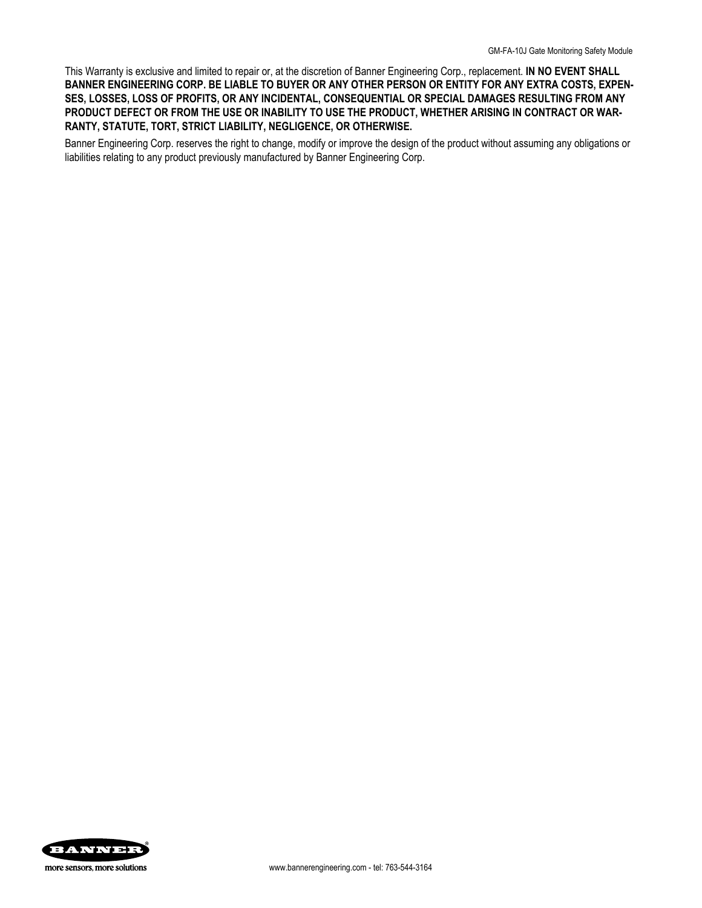This Warranty is exclusive and limited to repair or, at the discretion of Banner Engineering Corp., replacement. **IN NO EVENT SHALL BANNER ENGINEERING CORP. BE LIABLE TO BUYER OR ANY OTHER PERSON OR ENTITY FOR ANY EXTRA COSTS, EXPENSES, LOSSES, LOSS OF PROFITS, OR ANY INCIDENTAL, CONSEQUENTIAL OR SPECIAL DAMAGES RESULTING FROM ANY PRODUCT DEFECT OR FROM THE USE OR INABILITY TO USE THE PRODUCT, WHETHER ARISING IN CONTRACT OR WARRANTY, STATUTE, TORT, STRICT LIABILITY, NEGLIGENCE, OR OTHERWISE.**

Banner Engineering Corp. reserves the right to change, modify or improve the design of the product without assuming any obligations or liabilities relating to any product previously manufactured by Banner Engineering Corp.